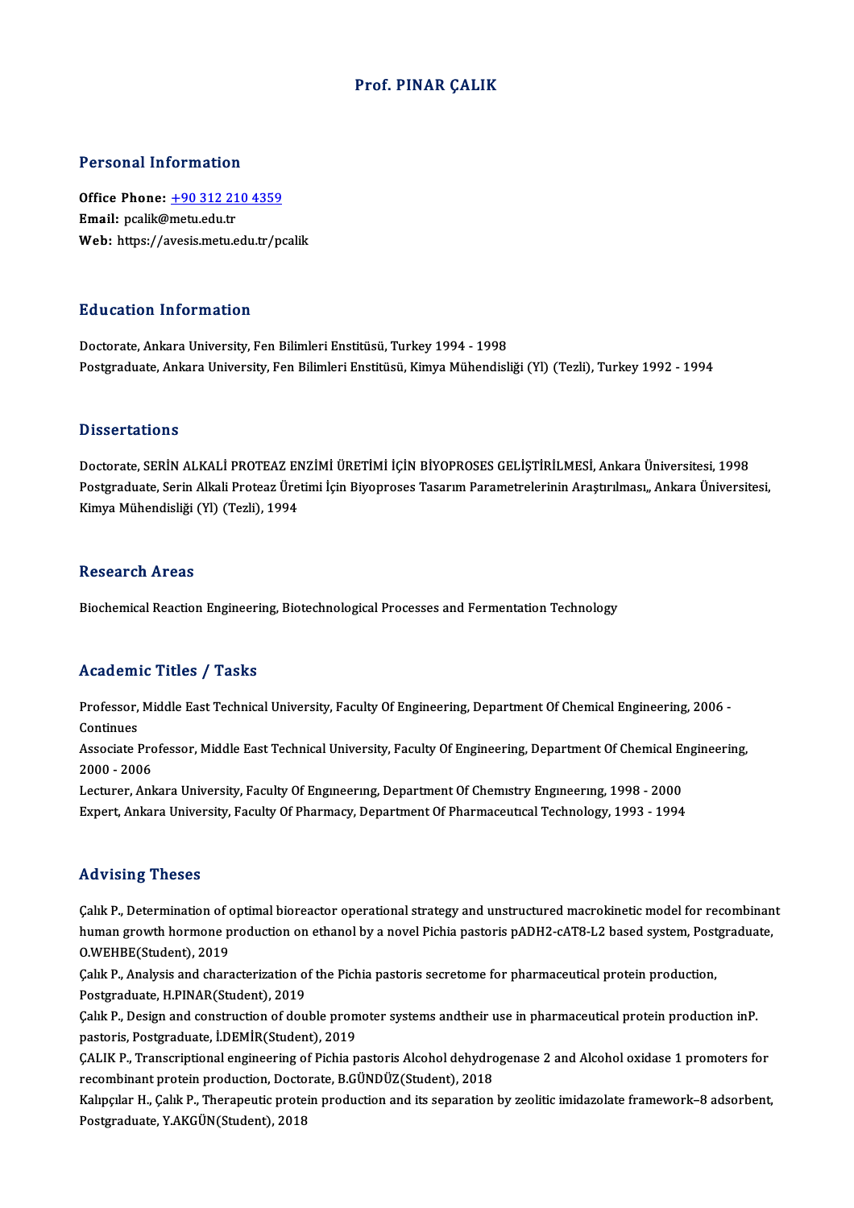# Prof. PINAR ÇALIK

## Personal Information

**Office Phone:** +90 312 210 4359
**Email:** pcalik@metu.edu.tr
**Web:** https://avesis.metu.edu.tr/pcalik

## Education Information

Doctorate, Ankara University, Fen Bilimleri Enstitüsü, Turkey 1994 - 1998
Postgraduate, Ankara University, Fen Bilimleri Enstitüsü, Kimya Mühendisliği (Yl) (Tezli), Turkey 1992 - 1994

## Dissertations

Doctorate, SERİN ALKALİ PROTEAZ ENZİMİ ÜRETİMİ İÇİN BİYOPROSES GELİŞTİRİLMESİ, Ankara Üniversitesi, 1998
Postgraduate, Serin Alkali Proteaz Üretimi İçin Biyoproses Tasarım Parametrelerinin Araştırılması,, Ankara Üniversitesi, Kimya Mühendisliği (Yl) (Tezli), 1994

## Research Areas

Biochemical Reaction Engineering, Biotechnological Processes and Fermentation Technology

## Academic Titles / Tasks

Professor, Middle East Technical University, Faculty Of Engineering, Department Of Chemical Engineering, 2006 - Continues
Associate Professor, Middle East Technical University, Faculty Of Engineering, Department Of Chemical Engineering, 2000 - 2006
Lecturer, Ankara University, Faculty Of Engıneerıng, Department Of Chemıstry Engıneerıng, 1998 - 2000
Expert, Ankara University, Faculty Of Pharmacy, Department Of Pharmaceutıcal Technology, 1993 - 1994

## Advising Theses

Çalık P., Determination of optimal bioreactor operational strategy and unstructured macrokinetic model for recombinant human growth hormone production on ethanol by a novel Pichia pastoris pADH2-cAT8-L2 based system, Postgraduate, O.WEHBE(Student), 2019
Çalık P., Analysis and characterization of the Pichia pastoris secretome for pharmaceutical protein production, Postgraduate, H.PINAR(Student), 2019
Çalık P., Design and construction of double promoter systems andtheir use in pharmaceutical protein production inP. pastoris, Postgraduate, İ.DEMİR(Student), 2019
ÇALIK P., Transcriptional engineering of Pichia pastoris Alcohol dehydrogenase 2 and Alcohol oxidase 1 promoters for recombinant protein production, Doctorate, B.GÜNDÜZ(Student), 2018
Kalıpçılar H., Çalık P., Therapeutic protein production and its separation by zeolitic imidazolate framework–8 adsorbent, Postgraduate, Y.AKGÜN(Student), 2018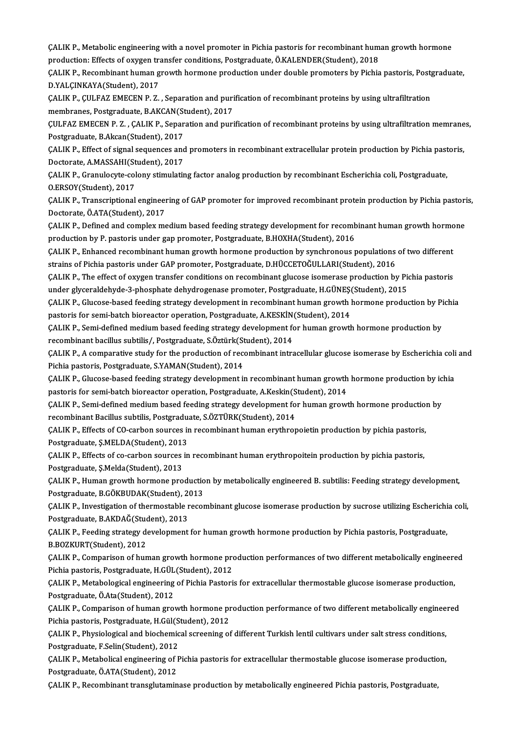ÇALIK P., Metabolic engineering with a novel promoter in Pichia pastoris for recombinant human growth hormone production: Effects of oxygen transfer conditions, Postgraduate, Ö.KALENDER(Student), 2018

ÇALIK P., Recombinant human growth hormone production under double promoters by Pichia pastoris, Postgraduate, D.YALÇINKAYA(Student), 2017

ÇALIK P., ÇULFAZ EMECEN P. Z. , Separation and purification of recombinant proteins by using ultrafiltration membranes, Postgraduate, B.AKCAN(Student), 2017

ÇULFAZ EMECEN P. Z. , ÇALIK P., Separation and purification of recombinant proteins by using ultrafiltration memranes, Postgraduate, B.Akcan(Student), 2017

ÇALIK P., Effect of signal sequences and promoters in recombinant extracellular protein production by Pichia pastoris, Doctorate, A.MASSAHI(Student), 2017

ÇALIK P., Granulocyte-colony stimulating factor analog production by recombinant Escherichia coli, Postgraduate, O.ERSOY(Student), 2017

ÇALIK P., Transcriptional engineering of GAP promoter for improved recombinant protein production by Pichia pastoris, Doctorate, Ö.ATA(Student), 2017

ÇALIK P., Defined and complex medium based feeding strategy development for recombinant human growth hormone production by P. pastoris under gap promoter, Postgraduate, B.HOXHA(Student), 2016

ÇALIK P., Enhanced recombinant human growth hormone production by synchronous populations of two different strains of Pichia pastoris under GAP promoter, Postgraduate, D.HÜCCETOĞULLARI(Student), 2016

ÇALIK P., The effect of oxygen transfer conditions on recombinant glucose isomerase production by Pichia pastoris under glyceraldehyde-3-phosphate dehydrogenase promoter, Postgraduate, H.GÜNEŞ(Student), 2015

ÇALIK P., Glucose-based feeding strategy development in recombinant human growth hormone production by Pichia pastoris for semi-batch bioreactor operation, Postgraduate, A.KESKİN(Student), 2014

ÇALIK P., Semi-defined medium based feeding strategy development for human growth hormone production by recombinant bacillus subtilis/, Postgraduate, S.Öztürk(Student), 2014

ÇALIK P., A comparative study for the production of recombinant intracellular glucose isomerase by Escherichia coli and Pichia pastoris, Postgraduate, S.YAMAN(Student), 2014

ÇALIK P., Glucose-based feeding strategy development in recombinant human growth hormone production by ichia pastoris for semi-batch bioreactor operation, Postgraduate, A.Keskin(Student), 2014

ÇALIK P., Semi-defined medium based feeding strategy development for human growth hormone production by recombinant Bacillus subtilis, Postgraduate, S.ÖZTÜRK(Student), 2014

ÇALIK P., Effects of CO-carbon sources in recombinant human erythropoietin production by pichia pastoris, Postgraduate, Ş.MELDA(Student), 2013

ÇALIK P., Effects of co-carbon sources in recombinant human erythropoitein production by pichia pastoris, Postgraduate, Ş.Melda(Student), 2013

ÇALIK P., Human growth hormone production by metabolically engineered B. subtilis: Feeding strategy development, Postgraduate, B.GÖKBUDAK(Student), 2013

ÇALIK P., Investigation of thermostable recombinant glucose isomerase production by sucrose utilizing Escherichia coli, Postgraduate, B.AKDAĞ(Student), 2013

ÇALIK P., Feeding strategy development for human growth hormone production by Pichia pastoris, Postgraduate, B.BOZKURT(Student), 2012

ÇALIK P., Comparison of human growth hormone production performances of two different metabolically engineered Pichia pastoris, Postgraduate, H.GÜL(Student), 2012

ÇALIK P., Metabological engineering of Pichia Pastoris for extracellular thermostable glucose isomerase production, Postgraduate, Ö.Ata(Student), 2012

ÇALIK P., Comparison of human growth hormone production performance of two different metabolically engineered Pichia pastoris, Postgraduate, H.Gül(Student), 2012

ÇALIK P., Physiological and biochemical screening of different Turkish lentil cultivars under salt stress conditions, Postgraduate, F.Selin(Student), 2012

ÇALIK P., Metabolical engineering of Pichia pastoris for extracellular thermostable glucose isomerase production, Postgraduate, Ö.ATA(Student), 2012

ÇALIK P., Recombinant transglutaminase production by metabolically engineered Pichia pastoris, Postgraduate,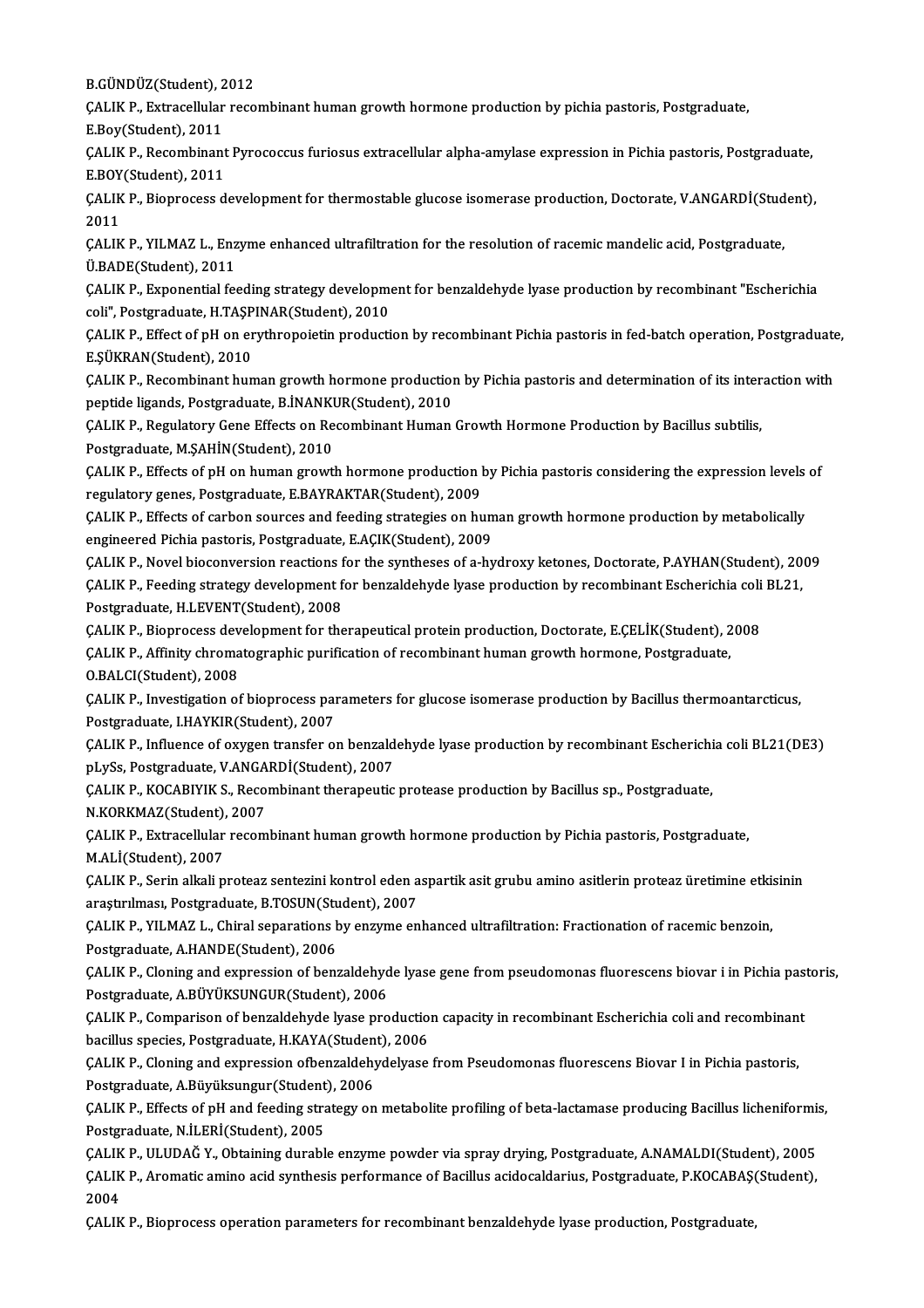B.GÜNDÜZ(Student), 2012

ÇALIK P., Extracellular recombinant human growth hormone production by pichia pastoris, Postgraduate, E.Boy(Student), 2011

ÇALIK P., Recombinant Pyrococcus furiosus extracellular alpha-amylase expression in Pichia pastoris, Postgraduate, E.BOY(Student), 2011

ÇALIK P., Bioprocess development for thermostable glucose isomerase production, Doctorate, V.ANGARDİ(Student), 2011

ÇALIK P., YILMAZ L., Enzyme enhanced ultrafiltration for the resolution of racemic mandelic acid, Postgraduate, Ü.BADE(Student), 2011

ÇALIK P., Exponential feeding strategy development for benzaldehyde lyase production by recombinant "Escherichia coli", Postgraduate, H.TAŞPINAR(Student), 2010

ÇALIK P., Effect of pH on erythropoietin production by recombinant Pichia pastoris in fed-batch operation, Postgraduate, E.ŞÜKRAN(Student), 2010

ÇALIK P., Recombinant human growth hormone production by Pichia pastoris and determination of its interaction with peptide ligands, Postgraduate, B.İNANKUR(Student), 2010

ÇALIK P., Regulatory Gene Effects on Recombinant Human Growth Hormone Production by Bacillus subtilis, Postgraduate, M.ŞAHİN(Student), 2010

ÇALIK P., Effects of pH on human growth hormone production by Pichia pastoris considering the expression levels of regulatory genes, Postgraduate, E.BAYRAKTAR(Student), 2009

ÇALIK P., Effects of carbon sources and feeding strategies on human growth hormone production by metabolically engineered Pichia pastoris, Postgraduate, E.AÇIK(Student), 2009

ÇALIK P., Novel bioconversion reactions for the syntheses of a-hydroxy ketones, Doctorate, P.AYHAN(Student), 2009

ÇALIK P., Feeding strategy development for benzaldehyde lyase production by recombinant Escherichia coli BL21, Postgraduate, H.LEVENT(Student), 2008

ÇALIK P., Bioprocess development for therapeutical protein production, Doctorate, E.ÇELİK(Student), 2008

ÇALIK P., Affinity chromatographic purification of recombinant human growth hormone, Postgraduate, O.BALCI(Student), 2008

ÇALIK P., Investigation of bioprocess parameters for glucose isomerase production by Bacillus thermoantarcticus, Postgraduate, I.HAYKIR(Student), 2007

ÇALIK P., Influence of oxygen transfer on benzaldehyde lyase production by recombinant Escherichia coli BL21(DE3) pLySs, Postgraduate, V.ANGARDİ(Student), 2007

ÇALIK P., KOCABIYIK S., Recombinant therapeutic protease production by Bacillus sp., Postgraduate, N.KORKMAZ(Student), 2007

ÇALIK P., Extracellular recombinant human growth hormone production by Pichia pastoris, Postgraduate, M.ALİ(Student), 2007

ÇALIK P., Serin alkali proteaz sentezini kontrol eden aspartik asit grubu amino asitlerin proteaz üretimine etkisinin araştırılması, Postgraduate, B.TOSUN(Student), 2007

ÇALIK P., YILMAZ L., Chiral separations by enzyme enhanced ultrafiltration: Fractionation of racemic benzoin, Postgraduate, A.HANDE(Student), 2006

ÇALIK P., Cloning and expression of benzaldehyde lyase gene from pseudomonas fluorescens biovar i in Pichia pastoris, Postgraduate, A.BÜYÜKSUNGUR(Student), 2006

ÇALIK P., Comparison of benzaldehyde lyase production capacity in recombinant Escherichia coli and recombinant bacillus species, Postgraduate, H.KAYA(Student), 2006

ÇALIK P., Cloning and expression ofbenzaldehydelyase from Pseudomonas fluorescens Biovar I in Pichia pastoris, Postgraduate, A.Büyüksungur(Student), 2006

ÇALIK P., Effects of pH and feeding strategy on metabolite profiling of beta-lactamase producing Bacillus licheniformis, Postgraduate, N.İLERİ(Student), 2005

ÇALIK P., ULUDAĞ Y., Obtaining durable enzyme powder via spray drying, Postgraduate, A.NAMALDI(Student), 2005

ÇALIK P., Aromatic amino acid synthesis performance of Bacillus acidocaldarius, Postgraduate, P.KOCABAŞ(Student), 2004

ÇALIK P., Bioprocess operation parameters for recombinant benzaldehyde lyase production, Postgraduate,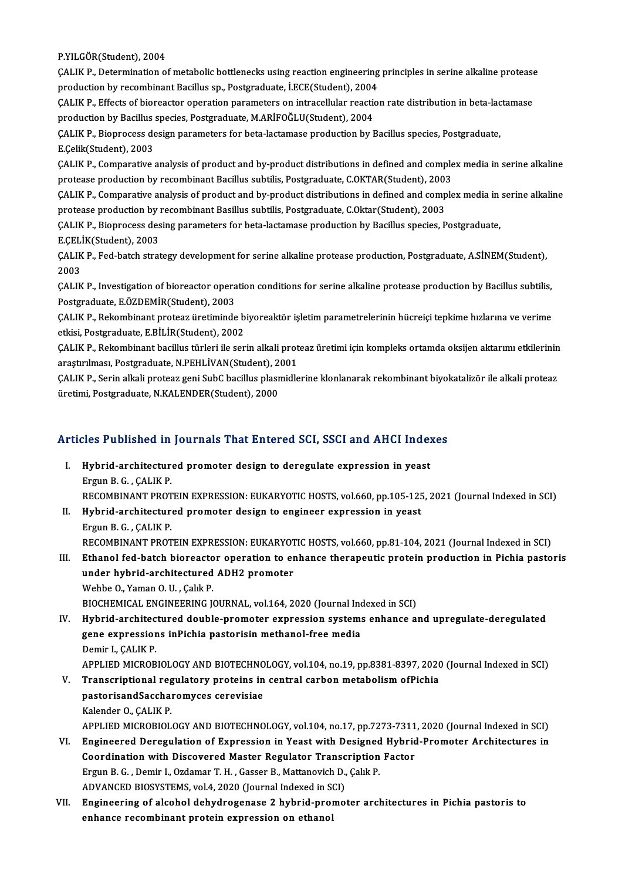P.YILGÖR(Student), 2004

ÇALIK P., Determination of metabolic bottlenecks using reaction engineering principles in serine alkaline protease production by recombinant Bacillus sp., Postgraduate, İ.ECE(Student), 2004

ÇALIK P., Effects of bioreactor operation parameters on intracellular reaction rate distribution in beta-lactamase production by Bacillus species, Postgraduate, M.ARİFOĞLU(Student), 2004

ÇALIK P., Bioprocess design parameters for beta-lactamase production by Bacillus species, Postgraduate, E.Çelik(Student), 2003

ÇALIK P., Comparative analysis of product and by-product distributions in defined and complex media in serine alkaline protease production by recombinant Bacillus subtilis, Postgraduate, C.OKTAR(Student), 2003

ÇALIK P., Comparative analysis of product and by-product distributions in defined and complex media in serine alkaline protease production by recombinant Basillus subtilis, Postgraduate, C.Oktar(Student), 2003

ÇALIK P., Bioprocess desing parameters for beta-lactamase production by Bacillus species, Postgraduate, E.ÇELİK(Student), 2003

ÇALIK P., Fed-batch strategy development for serine alkaline protease production, Postgraduate, A.SİNEM(Student), 2003

ÇALIK P., Investigation of bioreactor operation conditions for serine alkaline protease production by Bacillus subtilis, Postgraduate, E.ÖZDEMİR(Student), 2003

ÇALIK P., Rekombinant proteaz üretiminde biyoreaktör işletim parametrelerinin hücreiçi tepkime hızlarına ve verime etkisi, Postgraduate, E.BİLİR(Student), 2002

ÇALIK P., Rekombinant bacillus türleri ile serin alkali proteaz üretimi için kompleks ortamda oksijen aktarımı etkilerinin araştırılması, Postgraduate, N.PEHLİVAN(Student), 2001

ÇALIK P., Serin alkali proteaz geni SubC bacillus plasmidlerine klonlanarak rekombinant biyokatalizör ile alkali proteaz üretimi, Postgraduate, N.KALENDER(Student), 2000

## Articles Published in Journals That Entered SCI, SSCI and AHCI Indexes

I. **Hybrid-architectured promoter design to deregulate expression in yeast**
   Ergun B. G. , ÇALIK P.
   RECOMBINANT PROTEIN EXPRESSION: EUKARYOTIC HOSTS, vol.660, pp.105-125, 2021 (Journal Indexed in SCI)

II. **Hybrid-architectured promoter design to engineer expression in yeast**
   Ergun B. G. , ÇALIK P.
   RECOMBINANT PROTEIN EXPRESSION: EUKARYOTIC HOSTS, vol.660, pp.81-104, 2021 (Journal Indexed in SCI)

III. **Ethanol fed-batch bioreactor operation to enhance therapeutic protein production in Pichia pastoris under hybrid-architectured ADH2 promoter**
   Wehbe O., Yaman O. U. , Çalık P.
   BIOCHEMICAL ENGINEERING JOURNAL, vol.164, 2020 (Journal Indexed in SCI)

IV. **Hybrid-architectured double-promoter expression systems enhance and upregulate-deregulated gene expressions inPichia pastorisin methanol-free media**
   Demir I., ÇALIK P.
   APPLIED MICROBIOLOGY AND BIOTECHNOLOGY, vol.104, no.19, pp.8381-8397, 2020 (Journal Indexed in SCI)

V. **Transcriptional regulatory proteins in central carbon metabolism ofPichia pastorisandSaccharomyces cerevisiae**
   Kalender O., ÇALIK P.
   APPLIED MICROBIOLOGY AND BIOTECHNOLOGY, vol.104, no.17, pp.7273-7311, 2020 (Journal Indexed in SCI)

VI. **Engineered Deregulation of Expression in Yeast with Designed Hybrid-Promoter Architectures in Coordination with Discovered Master Regulator Transcription Factor**
   Ergun B. G. , Demir I., Ozdamar T. H. , Gasser B., Mattanovich D., Çalık P.
   ADVANCED BIOSYSTEMS, vol.4, 2020 (Journal Indexed in SCI)

VII. **Engineering of alcohol dehydrogenase 2 hybrid-promoter architectures in Pichia pastoris to enhance recombinant protein expression on ethanol**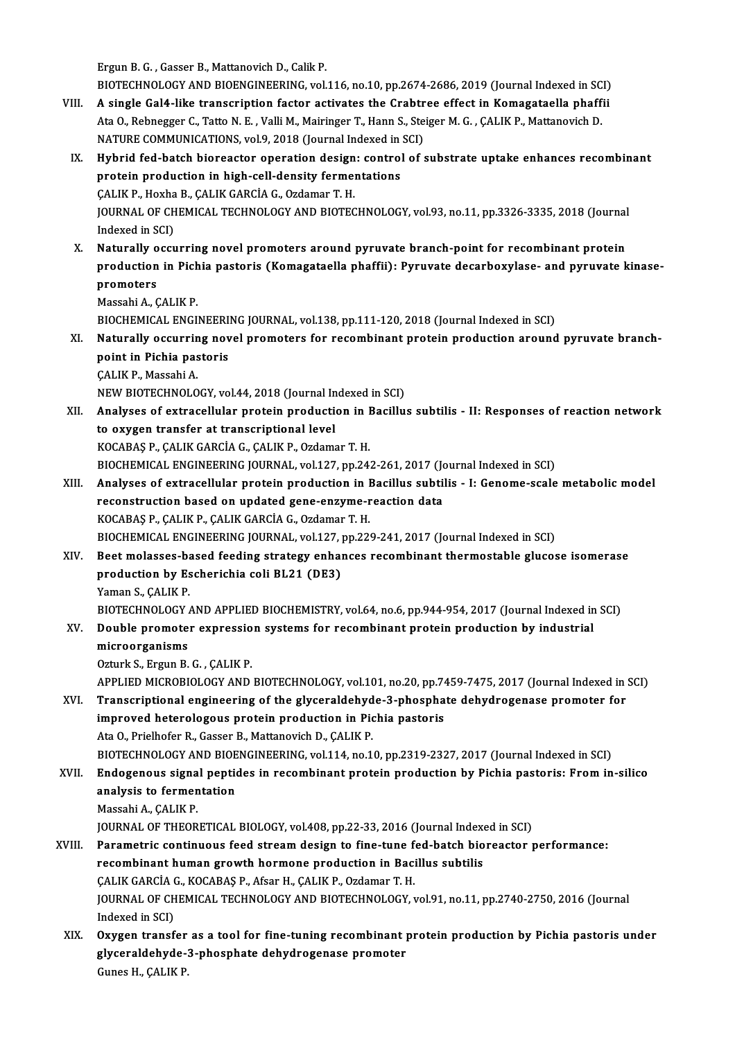Ergun B. G. , Gasser B., Mattanovich D., Calik P.
BIOTECHNOLOGY AND BIOENGINEERING, vol.116, no.10, pp.2674-2686, 2019 (Journal Indexed in SCI)

VIII. **A single Gal4-like transcription factor activates the Crabtree effect in Komagataella phaffii**
Ata O., Rebnegger C., Tatto N. E. , Valli M., Mairinger T., Hann S., Steiger M. G. , ÇALIK P., Mattanovich D.
NATURE COMMUNICATIONS, vol.9, 2018 (Journal Indexed in SCI)

IX. **Hybrid fed-batch bioreactor operation design: control of substrate uptake enhances recombinant protein production in high-cell-density fermentations**
ÇALIK P., Hoxha B., ÇALIK GARCİA G., Ozdamar T. H.
JOURNAL OF CHEMICAL TECHNOLOGY AND BIOTECHNOLOGY, vol.93, no.11, pp.3326-3335, 2018 (Journal Indexed in SCI)

X. **Naturally occurring novel promoters around pyruvate branch-point for recombinant protein production in Pichia pastoris (Komagataella phaffii): Pyruvate decarboxylase- and pyruvate kinase-promoters**
Massahi A., ÇALIK P.
BIOCHEMICAL ENGINEERING JOURNAL, vol.138, pp.111-120, 2018 (Journal Indexed in SCI)

XI. **Naturally occurring novel promoters for recombinant protein production around pyruvate branch-point in Pichia pastoris**
ÇALIK P., Massahi A.
NEW BIOTECHNOLOGY, vol.44, 2018 (Journal Indexed in SCI)

XII. **Analyses of extracellular protein production in Bacillus subtilis - II: Responses of reaction network to oxygen transfer at transcriptional level**
KOCABAŞ P., ÇALIK GARCİA G., ÇALIK P., Ozdamar T. H.
BIOCHEMICAL ENGINEERING JOURNAL, vol.127, pp.242-261, 2017 (Journal Indexed in SCI)

XIII. **Analyses of extracellular protein production in Bacillus subtilis - I: Genome-scale metabolic model reconstruction based on updated gene-enzyme-reaction data**
KOCABAŞ P., ÇALIK P., ÇALIK GARCİA G., Ozdamar T. H.
BIOCHEMICAL ENGINEERING JOURNAL, vol.127, pp.229-241, 2017 (Journal Indexed in SCI)

XIV. **Beet molasses-based feeding strategy enhances recombinant thermostable glucose isomerase production by Escherichia coli BL21 (DE3)**
Yaman S., ÇALIK P.
BIOTECHNOLOGY AND APPLIED BIOCHEMISTRY, vol.64, no.6, pp.944-954, 2017 (Journal Indexed in SCI)

XV. **Double promoter expression systems for recombinant protein production by industrial microorganisms**
Ozturk S., Ergun B. G. , ÇALIK P.
APPLIED MICROBIOLOGY AND BIOTECHNOLOGY, vol.101, no.20, pp.7459-7475, 2017 (Journal Indexed in SCI)

XVI. **Transcriptional engineering of the glyceraldehyde-3-phosphate dehydrogenase promoter for improved heterologous protein production in Pichia pastoris**
Ata O., Prielhofer R., Gasser B., Mattanovich D., ÇALIK P.
BIOTECHNOLOGY AND BIOENGINEERING, vol.114, no.10, pp.2319-2327, 2017 (Journal Indexed in SCI)

XVII. **Endogenous signal peptides in recombinant protein production by Pichia pastoris: From in-silico analysis to fermentation**
Massahi A., ÇALIK P.
JOURNAL OF THEORETICAL BIOLOGY, vol.408, pp.22-33, 2016 (Journal Indexed in SCI)

XVIII. **Parametric continuous feed stream design to fine-tune fed-batch bioreactor performance: recombinant human growth hormone production in Bacillus subtilis**
ÇALIK GARCİA G., KOCABAŞ P., Afsar H., ÇALIK P., Ozdamar T. H.
JOURNAL OF CHEMICAL TECHNOLOGY AND BIOTECHNOLOGY, vol.91, no.11, pp.2740-2750, 2016 (Journal Indexed in SCI)

XIX. **Oxygen transfer as a tool for fine-tuning recombinant protein production by Pichia pastoris under glyceraldehyde-3-phosphate dehydrogenase promoter**
Gunes H., ÇALIK P.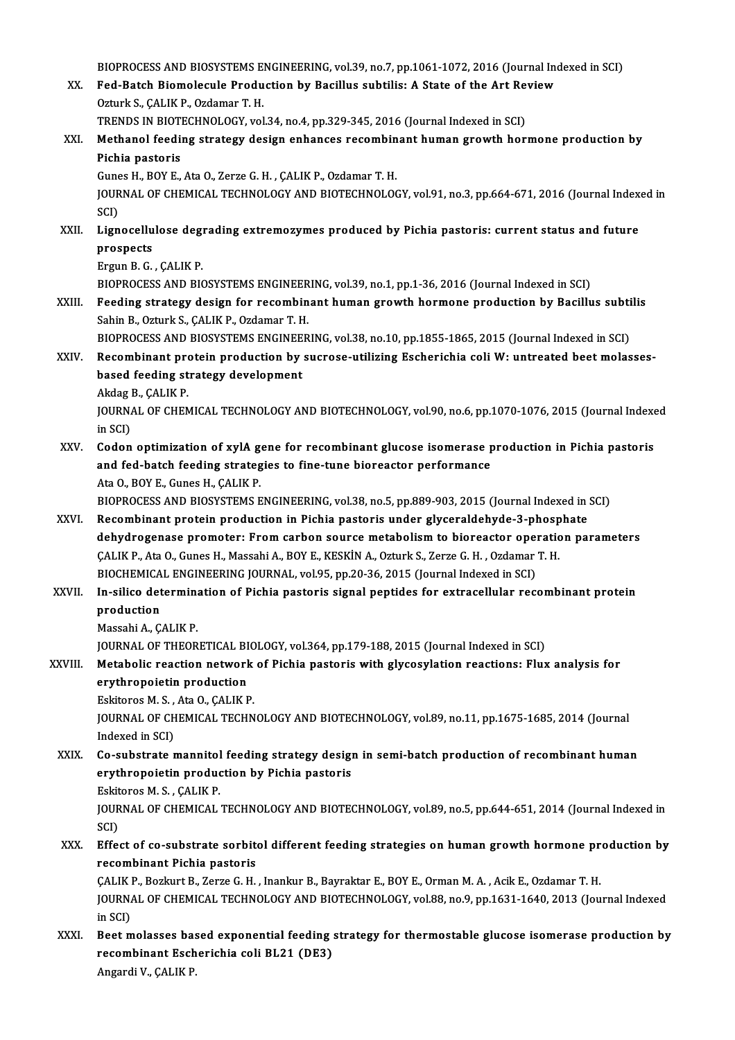BIOPROCESS AND BIOSYSTEMS ENGINEERING, vol.39, no.7, pp.1061-1072, 2016 (Journal Indexed in SCI)

XX. **Fed-Batch Biomolecule Production by Bacillus subtilis: A State of the Art Review**
Ozturk S., ÇALIK P., Ozdamar T. H.
TRENDS IN BIOTECHNOLOGY, vol.34, no.4, pp.329-345, 2016 (Journal Indexed in SCI)

XXI. **Methanol feeding strategy design enhances recombinant human growth hormone production by Pichia pastoris**
Gunes H., BOY E., Ata O., Zerze G. H. , ÇALIK P., Ozdamar T. H.
JOURNAL OF CHEMICAL TECHNOLOGY AND BIOTECHNOLOGY, vol.91, no.3, pp.664-671, 2016 (Journal Indexed in SCI)

XXII. **Lignocellulose degrading extremozymes produced by Pichia pastoris: current status and future prospects**
Ergun B. G. , ÇALIK P.
BIOPROCESS AND BIOSYSTEMS ENGINEERING, vol.39, no.1, pp.1-36, 2016 (Journal Indexed in SCI)

XXIII. **Feeding strategy design for recombinant human growth hormone production by Bacillus subtilis**
Sahin B., Ozturk S., ÇALIK P., Ozdamar T. H.
BIOPROCESS AND BIOSYSTEMS ENGINEERING, vol.38, no.10, pp.1855-1865, 2015 (Journal Indexed in SCI)

XXIV. **Recombinant protein production by sucrose-utilizing Escherichia coli W: untreated beet molasses-based feeding strategy development**
Akdag B., ÇALIK P.
JOURNAL OF CHEMICAL TECHNOLOGY AND BIOTECHNOLOGY, vol.90, no.6, pp.1070-1076, 2015 (Journal Indexed in SCI)

XXV. **Codon optimization of xylA gene for recombinant glucose isomerase production in Pichia pastoris and fed-batch feeding strategies to fine-tune bioreactor performance**
Ata O., BOY E., Gunes H., ÇALIK P.
BIOPROCESS AND BIOSYSTEMS ENGINEERING, vol.38, no.5, pp.889-903, 2015 (Journal Indexed in SCI)

XXVI. **Recombinant protein production in Pichia pastoris under glyceraldehyde-3-phosphate dehydrogenase promoter: From carbon source metabolism to bioreactor operation parameters**
ÇALIK P., Ata O., Gunes H., Massahi A., BOY E., KESKİN A., Ozturk S., Zerze G. H. , Ozdamar T. H.
BIOCHEMICAL ENGINEERING JOURNAL, vol.95, pp.20-36, 2015 (Journal Indexed in SCI)

XXVII. **In-silico determination of Pichia pastoris signal peptides for extracellular recombinant protein production**
Massahi A., ÇALIK P.
JOURNAL OF THEORETICAL BIOLOGY, vol.364, pp.179-188, 2015 (Journal Indexed in SCI)

XXVIII. **Metabolic reaction network of Pichia pastoris with glycosylation reactions: Flux analysis for erythropoietin production**
Eskitoros M. S. , Ata O., ÇALIK P.
JOURNAL OF CHEMICAL TECHNOLOGY AND BIOTECHNOLOGY, vol.89, no.11, pp.1675-1685, 2014 (Journal Indexed in SCI)

XXIX. **Co-substrate mannitol feeding strategy design in semi-batch production of recombinant human erythropoietin production by Pichia pastoris**
Eskitoros M. S. , ÇALIK P.
JOURNAL OF CHEMICAL TECHNOLOGY AND BIOTECHNOLOGY, vol.89, no.5, pp.644-651, 2014 (Journal Indexed in SCI)

XXX. **Effect of co-substrate sorbitol different feeding strategies on human growth hormone production by recombinant Pichia pastoris**
ÇALIK P., Bozkurt B., Zerze G. H. , Inankur B., Bayraktar E., BOY E., Orman M. A. , Acik E., Ozdamar T. H.
JOURNAL OF CHEMICAL TECHNOLOGY AND BIOTECHNOLOGY, vol.88, no.9, pp.1631-1640, 2013 (Journal Indexed in SCI)

XXXI. **Beet molasses based exponential feeding strategy for thermostable glucose isomerase production by recombinant Escherichia coli BL21 (DE3)**
Angardi V., ÇALIK P.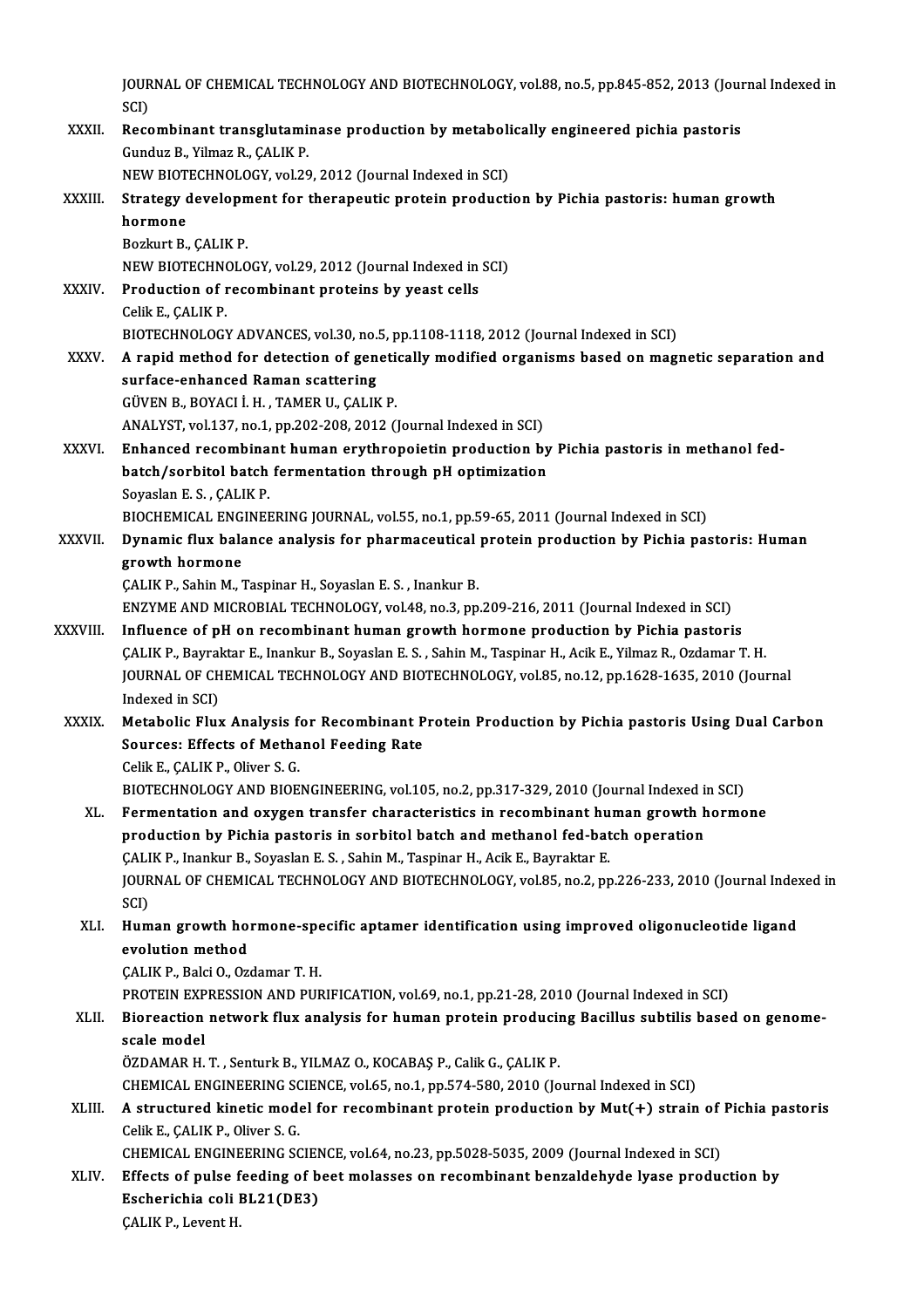JOURNAL OF CHEMICAL TECHNOLOGY AND BIOTECHNOLOGY, vol.88, no.5, pp.845-852, 2013 (Journal Indexed in SCI)

XXXII. **Recombinant transglutaminase production by metabolically engineered pichia pastoris**
Gunduz B., Yilmaz R., ÇALIK P.
NEW BIOTECHNOLOGY, vol.29, 2012 (Journal Indexed in SCI)

XXXIII. **Strategy development for therapeutic protein production by Pichia pastoris: human growth hormone**
Bozkurt B., ÇALIK P.
NEW BIOTECHNOLOGY, vol.29, 2012 (Journal Indexed in SCI)

XXXIV. **Production of recombinant proteins by yeast cells**
Celik E., ÇALIK P.
BIOTECHNOLOGY ADVANCES, vol.30, no.5, pp.1108-1118, 2012 (Journal Indexed in SCI)

XXXV. **A rapid method for detection of genetically modified organisms based on magnetic separation and surface-enhanced Raman scattering**
GÜVEN B., BOYACI İ. H. , TAMER U., ÇALIK P.
ANALYST, vol.137, no.1, pp.202-208, 2012 (Journal Indexed in SCI)

XXXVI. **Enhanced recombinant human erythropoietin production by Pichia pastoris in methanol fed-batch/sorbitol batch fermentation through pH optimization**
Soyaslan E. S. , ÇALIK P.
BIOCHEMICAL ENGINEERING JOURNAL, vol.55, no.1, pp.59-65, 2011 (Journal Indexed in SCI)

XXXVII. **Dynamic flux balance analysis for pharmaceutical protein production by Pichia pastoris: Human growth hormone**
ÇALIK P., Sahin M., Taspinar H., Soyaslan E. S. , Inankur B.
ENZYME AND MICROBIAL TECHNOLOGY, vol.48, no.3, pp.209-216, 2011 (Journal Indexed in SCI)

XXXVIII. **Influence of pH on recombinant human growth hormone production by Pichia pastoris**
ÇALIK P., Bayraktar E., Inankur B., Soyaslan E. S. , Sahin M., Taspinar H., Acik E., Yilmaz R., Ozdamar T. H.
JOURNAL OF CHEMICAL TECHNOLOGY AND BIOTECHNOLOGY, vol.85, no.12, pp.1628-1635, 2010 (Journal Indexed in SCI)

XXXIX. **Metabolic Flux Analysis for Recombinant Protein Production by Pichia pastoris Using Dual Carbon Sources: Effects of Methanol Feeding Rate**
Celik E., ÇALIK P., Oliver S. G.
BIOTECHNOLOGY AND BIOENGINEERING, vol.105, no.2, pp.317-329, 2010 (Journal Indexed in SCI)

XL. **Fermentation and oxygen transfer characteristics in recombinant human growth hormone production by Pichia pastoris in sorbitol batch and methanol fed-batch operation**
ÇALIK P., Inankur B., Soyaslan E. S. , Sahin M., Taspinar H., Acik E., Bayraktar E.
JOURNAL OF CHEMICAL TECHNOLOGY AND BIOTECHNOLOGY, vol.85, no.2, pp.226-233, 2010 (Journal Indexed in SCI)

XLI. **Human growth hormone-specific aptamer identification using improved oligonucleotide ligand evolution method**
ÇALIK P., Balci O., Ozdamar T. H.
PROTEIN EXPRESSION AND PURIFICATION, vol.69, no.1, pp.21-28, 2010 (Journal Indexed in SCI)

XLII. **Bioreaction network flux analysis for human protein producing Bacillus subtilis based on genome-scale model**
ÖZDAMAR H. T. , Senturk B., YILMAZ O., KOCABAŞ P., Calik G., ÇALIK P.
CHEMICAL ENGINEERING SCIENCE, vol.65, no.1, pp.574-580, 2010 (Journal Indexed in SCI)

XLIII. **A structured kinetic model for recombinant protein production by Mut(+) strain of Pichia pastoris**
Celik E., ÇALIK P., Oliver S. G.
CHEMICAL ENGINEERING SCIENCE, vol.64, no.23, pp.5028-5035, 2009 (Journal Indexed in SCI)

XLIV. **Effects of pulse feeding of beet molasses on recombinant benzaldehyde lyase production by Escherichia coli BL21(DE3)**
ÇALIK P., Levent H.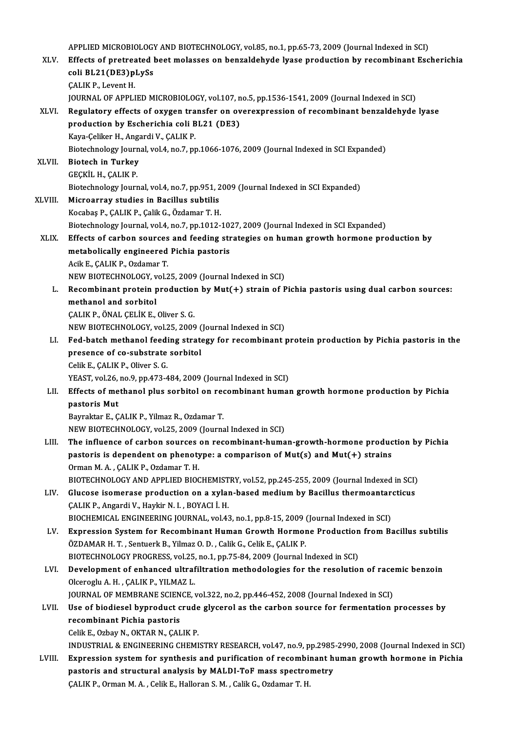APPLIED MICROBIOLOGY AND BIOTECHNOLOGY, vol.85, no.1, pp.65-73, 2009 (Journal Indexed in SCI)

XLV. **Effects of pretreated beet molasses on benzaldehyde lyase production by recombinant Escherichia coli BL21(DE3)pLySs**
ÇALIK P., Levent H.
JOURNAL OF APPLIED MICROBIOLOGY, vol.107, no.5, pp.1536-1541, 2009 (Journal Indexed in SCI)

XLVI. **Regulatory effects of oxygen transfer on overexpression of recombinant benzaldehyde lyase production by Escherichia coli BL21 (DE3)**
Kaya-Çeliker H., Angardi V., ÇALIK P.
Biotechnology Journal, vol.4, no.7, pp.1066-1076, 2009 (Journal Indexed in SCI Expanded)

XLVII. **Biotech in Turkey**
GEÇKİL H., ÇALIK P.
Biotechnology Journal, vol.4, no.7, pp.951, 2009 (Journal Indexed in SCI Expanded)

XLVIII. **Microarray studies in Bacillus subtilis**
Kocabaş P., ÇALIK P., Çalik G., Özdamar T. H.
Biotechnology Journal, vol.4, no.7, pp.1012-1027, 2009 (Journal Indexed in SCI Expanded)

XLIX. **Effects of carbon sources and feeding strategies on human growth hormone production by metabolically engineered Pichia pastoris**
Acik E., ÇALIK P., Ozdamar T.
NEW BIOTECHNOLOGY, vol.25, 2009 (Journal Indexed in SCI)

L. **Recombinant protein production by Mut(+) strain of Pichia pastoris using dual carbon sources: methanol and sorbitol**
ÇALIK P., ÖNAL ÇELİK E., Oliver S. G.
NEW BIOTECHNOLOGY, vol.25, 2009 (Journal Indexed in SCI)

LI. **Fed-batch methanol feeding strategy for recombinant protein production by Pichia pastoris in the presence of co-substrate sorbitol**
Celik E., ÇALIK P., Oliver S. G.
YEAST, vol.26, no.9, pp.473-484, 2009 (Journal Indexed in SCI)

LII. **Effects of methanol plus sorbitol on recombinant human growth hormone production by Pichia pastoris Mut**
Bayraktar E., ÇALIK P., Yilmaz R., Ozdamar T.
NEW BIOTECHNOLOGY, vol.25, 2009 (Journal Indexed in SCI)

LIII. **The influence of carbon sources on recombinant-human-growth-hormone production by Pichia pastoris is dependent on phenotype: a comparison of Mut(s) and Mut(+) strains**
Orman M. A. , ÇALIK P., Ozdamar T. H.
BIOTECHNOLOGY AND APPLIED BIOCHEMISTRY, vol.52, pp.245-255, 2009 (Journal Indexed in SCI)

LIV. **Glucose isomerase production on a xylan-based medium by Bacillus thermoantarcticus**
ÇALIK P., Angardi V., Haykir N. I. , BOYACI İ. H.
BIOCHEMICAL ENGINEERING JOURNAL, vol.43, no.1, pp.8-15, 2009 (Journal Indexed in SCI)

LV. **Expression System for Recombinant Human Growth Hormone Production from Bacillus subtilis**
ÖZDAMAR H. T. , Sentuerk B., Yilmaz O. D. , Calik G., Celik E., ÇALIK P.
BIOTECHNOLOGY PROGRESS, vol.25, no.1, pp.75-84, 2009 (Journal Indexed in SCI)

LVI. **Development of enhanced ultrafiltration methodologies for the resolution of racemic benzoin**
Olceroglu A. H. , ÇALIK P., YILMAZ L.
JOURNAL OF MEMBRANE SCIENCE, vol.322, no.2, pp.446-452, 2008 (Journal Indexed in SCI)

LVII. **Use of biodiesel byproduct crude glycerol as the carbon source for fermentation processes by recombinant Pichia pastoris**
Celik E., Ozbay N., OKTAR N., ÇALIK P.
INDUSTRIAL & ENGINEERING CHEMISTRY RESEARCH, vol.47, no.9, pp.2985-2990, 2008 (Journal Indexed in SCI)

LVIII. **Expression system for synthesis and purification of recombinant human growth hormone in Pichia pastoris and structural analysis by MALDI-ToF mass spectrometry**
ÇALIK P., Orman M. A. , Celik E., Halloran S. M. , Calik G., Ozdamar T. H.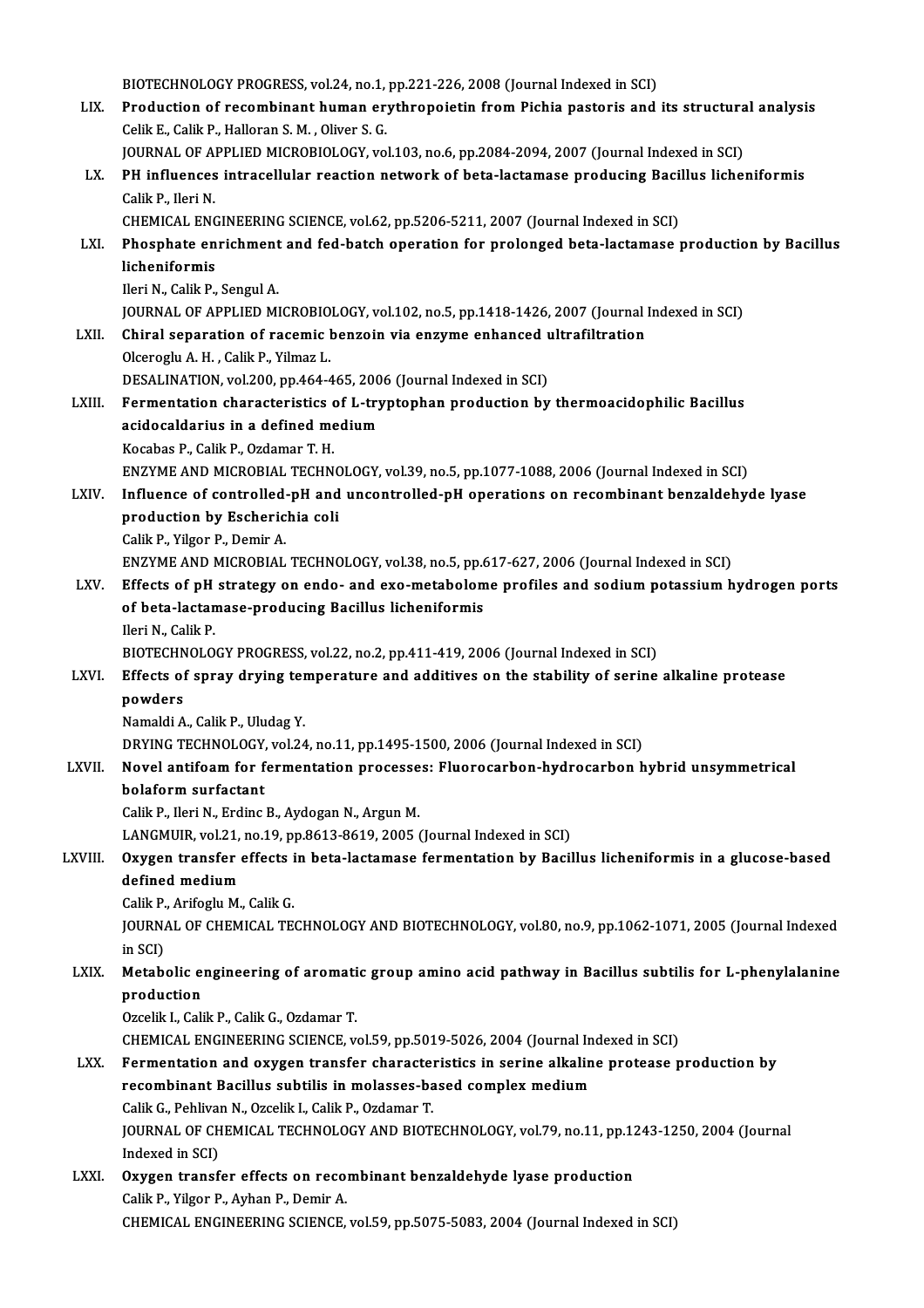BIOTECHNOLOGY PROGRESS, vol.24, no.1, pp.221-226, 2008 (Journal Indexed in SCI)

LIX. **Production of recombinant human erythropoietin from Pichia pastoris and its structural analysis**
Celik E., Calik P., Halloran S. M. , Oliver S. G.
JOURNAL OF APPLIED MICROBIOLOGY, vol.103, no.6, pp.2084-2094, 2007 (Journal Indexed in SCI)

LX. **PH influences intracellular reaction network of beta-lactamase producing Bacillus licheniformis**
Calik P., Ileri N.
CHEMICAL ENGINEERING SCIENCE, vol.62, pp.5206-5211, 2007 (Journal Indexed in SCI)

LXI. **Phosphate enrichment and fed-batch operation for prolonged beta-lactamase production by Bacillus licheniformis**
Ileri N., Calik P., Sengul A.
JOURNAL OF APPLIED MICROBIOLOGY, vol.102, no.5, pp.1418-1426, 2007 (Journal Indexed in SCI)

LXII. **Chiral separation of racemic benzoin via enzyme enhanced ultrafiltration**
Olceroglu A. H. , Calik P., Yilmaz L.
DESALINATION, vol.200, pp.464-465, 2006 (Journal Indexed in SCI)

LXIII. **Fermentation characteristics of L-tryptophan production by thermoacidophilic Bacillus acidocaldarius in a defined medium**
Kocabas P., Calik P., Ozdamar T. H.
ENZYME AND MICROBIAL TECHNOLOGY, vol.39, no.5, pp.1077-1088, 2006 (Journal Indexed in SCI)

LXIV. **Influence of controlled-pH and uncontrolled-pH operations on recombinant benzaldehyde lyase production by Escherichia coli**
Calik P., Yilgor P., Demir A.
ENZYME AND MICROBIAL TECHNOLOGY, vol.38, no.5, pp.617-627, 2006 (Journal Indexed in SCI)

LXV. **Effects of pH strategy on endo- and exo-metabolome profiles and sodium potassium hydrogen ports of beta-lactamase-producing Bacillus licheniformis**
Ileri N., Calik P.
BIOTECHNOLOGY PROGRESS, vol.22, no.2, pp.411-419, 2006 (Journal Indexed in SCI)

LXVI. **Effects of spray drying temperature and additives on the stability of serine alkaline protease powders**
Namaldi A., Calik P., Uludag Y.
DRYING TECHNOLOGY, vol.24, no.11, pp.1495-1500, 2006 (Journal Indexed in SCI)

LXVII. **Novel antifoam for fermentation processes: Fluorocarbon-hydrocarbon hybrid unsymmetrical bolaform surfactant**
Calik P., Ileri N., Erdinc B., Aydogan N., Argun M.
LANGMUIR, vol.21, no.19, pp.8613-8619, 2005 (Journal Indexed in SCI)

LXVIII. **Oxygen transfer effects in beta-lactamase fermentation by Bacillus licheniformis in a glucose-based defined medium**
Calik P., Arifoglu M., Calik G.
JOURNAL OF CHEMICAL TECHNOLOGY AND BIOTECHNOLOGY, vol.80, no.9, pp.1062-1071, 2005 (Journal Indexed in SCI)

LXIX. **Metabolic engineering of aromatic group amino acid pathway in Bacillus subtilis for L-phenylalanine production**
Ozcelik I., Calik P., Calik G., Ozdamar T.
CHEMICAL ENGINEERING SCIENCE, vol.59, pp.5019-5026, 2004 (Journal Indexed in SCI)

LXX. **Fermentation and oxygen transfer characteristics in serine alkaline protease production by recombinant Bacillus subtilis in molasses-based complex medium**
Calik G., Pehlivan N., Ozcelik I., Calik P., Ozdamar T.
JOURNAL OF CHEMICAL TECHNOLOGY AND BIOTECHNOLOGY, vol.79, no.11, pp.1243-1250, 2004 (Journal Indexed in SCI)

LXXI. **Oxygen transfer effects on recombinant benzaldehyde lyase production**
Calik P., Yilgor P., Ayhan P., Demir A.
CHEMICAL ENGINEERING SCIENCE, vol.59, pp.5075-5083, 2004 (Journal Indexed in SCI)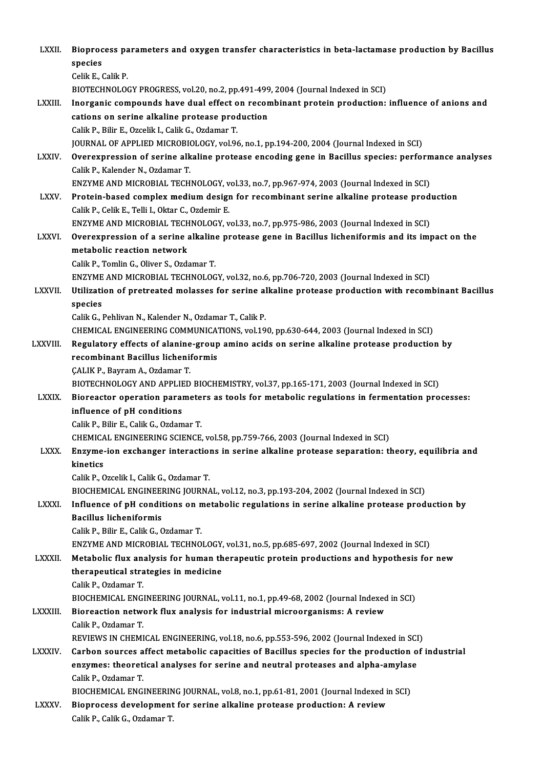LXXII. **Bioprocess parameters and oxygen transfer characteristics in beta-lactamase production by Bacillus species**
Celik E., Calik P.
BIOTECHNOLOGY PROGRESS, vol.20, no.2, pp.491-499, 2004 (Journal Indexed in SCI)

LXXIII. **Inorganic compounds have dual effect on recombinant protein production: influence of anions and cations on serine alkaline protease production**
Calik P., Bilir E., Ozcelik I., Calik G., Ozdamar T.
JOURNAL OF APPLIED MICROBIOLOGY, vol.96, no.1, pp.194-200, 2004 (Journal Indexed in SCI)

LXXIV. **Overexpression of serine alkaline protease encoding gene in Bacillus species: performance analyses**
Calik P., Kalender N., Ozdamar T.
ENZYME AND MICROBIAL TECHNOLOGY, vol.33, no.7, pp.967-974, 2003 (Journal Indexed in SCI)

LXXV. **Protein-based complex medium design for recombinant serine alkaline protease production**
Calik P., Celik E., Telli I., Oktar C., Ozdemir E.
ENZYME AND MICROBIAL TECHNOLOGY, vol.33, no.7, pp.975-986, 2003 (Journal Indexed in SCI)

LXXVI. **Overexpression of a serine alkaline protease gene in Bacillus licheniformis and its impact on the metabolic reaction network**
Calik P., Tomlin G., Oliver S., Ozdamar T.
ENZYME AND MICROBIAL TECHNOLOGY, vol.32, no.6, pp.706-720, 2003 (Journal Indexed in SCI)

LXXVII. **Utilization of pretreated molasses for serine alkaline protease production with recombinant Bacillus species**
Calik G., Pehlivan N., Kalender N., Ozdamar T., Calik P.
CHEMICAL ENGINEERING COMMUNICATIONS, vol.190, pp.630-644, 2003 (Journal Indexed in SCI)

LXXVIII. **Regulatory effects of alanine-group amino acids on serine alkaline protease production by recombinant Bacillus licheniformis**
ÇALIK P., Bayram A., Ozdamar T.
BIOTECHNOLOGY AND APPLIED BIOCHEMISTRY, vol.37, pp.165-171, 2003 (Journal Indexed in SCI)

LXXIX. **Bioreactor operation parameters as tools for metabolic regulations in fermentation processes: influence of pH conditions**
Calik P., Bilir E., Calik G., Ozdamar T.
CHEMICAL ENGINEERING SCIENCE, vol.58, pp.759-766, 2003 (Journal Indexed in SCI)

LXXX. **Enzyme-ion exchanger interactions in serine alkaline protease separation: theory, equilibria and kinetics**
Calik P., Ozcelik I., Calik G., Ozdamar T.
BIOCHEMICAL ENGINEERING JOURNAL, vol.12, no.3, pp.193-204, 2002 (Journal Indexed in SCI)

LXXXI. **Influence of pH conditions on metabolic regulations in serine alkaline protease production by Bacillus licheniformis**
Calik P., Bilir E., Calik G., Ozdamar T.
ENZYME AND MICROBIAL TECHNOLOGY, vol.31, no.5, pp.685-697, 2002 (Journal Indexed in SCI)

LXXXII. **Metabolic flux analysis for human therapeutic protein productions and hypothesis for new therapeutical strategies in medicine**
Calik P., Ozdamar T.
BIOCHEMICAL ENGINEERING JOURNAL, vol.11, no.1, pp.49-68, 2002 (Journal Indexed in SCI)

LXXXIII. **Bioreaction network flux analysis for industrial microorganisms: A review**
Calik P., Ozdamar T.
REVIEWS IN CHEMICAL ENGINEERING, vol.18, no.6, pp.553-596, 2002 (Journal Indexed in SCI)

LXXXIV. **Carbon sources affect metabolic capacities of Bacillus species for the production of industrial enzymes: theoretical analyses for serine and neutral proteases and alpha-amylase**
Calik P., Ozdamar T.
BIOCHEMICAL ENGINEERING JOURNAL, vol.8, no.1, pp.61-81, 2001 (Journal Indexed in SCI)

LXXXV. **Bioprocess development for serine alkaline protease production: A review**
Calik P., Calik G., Ozdamar T.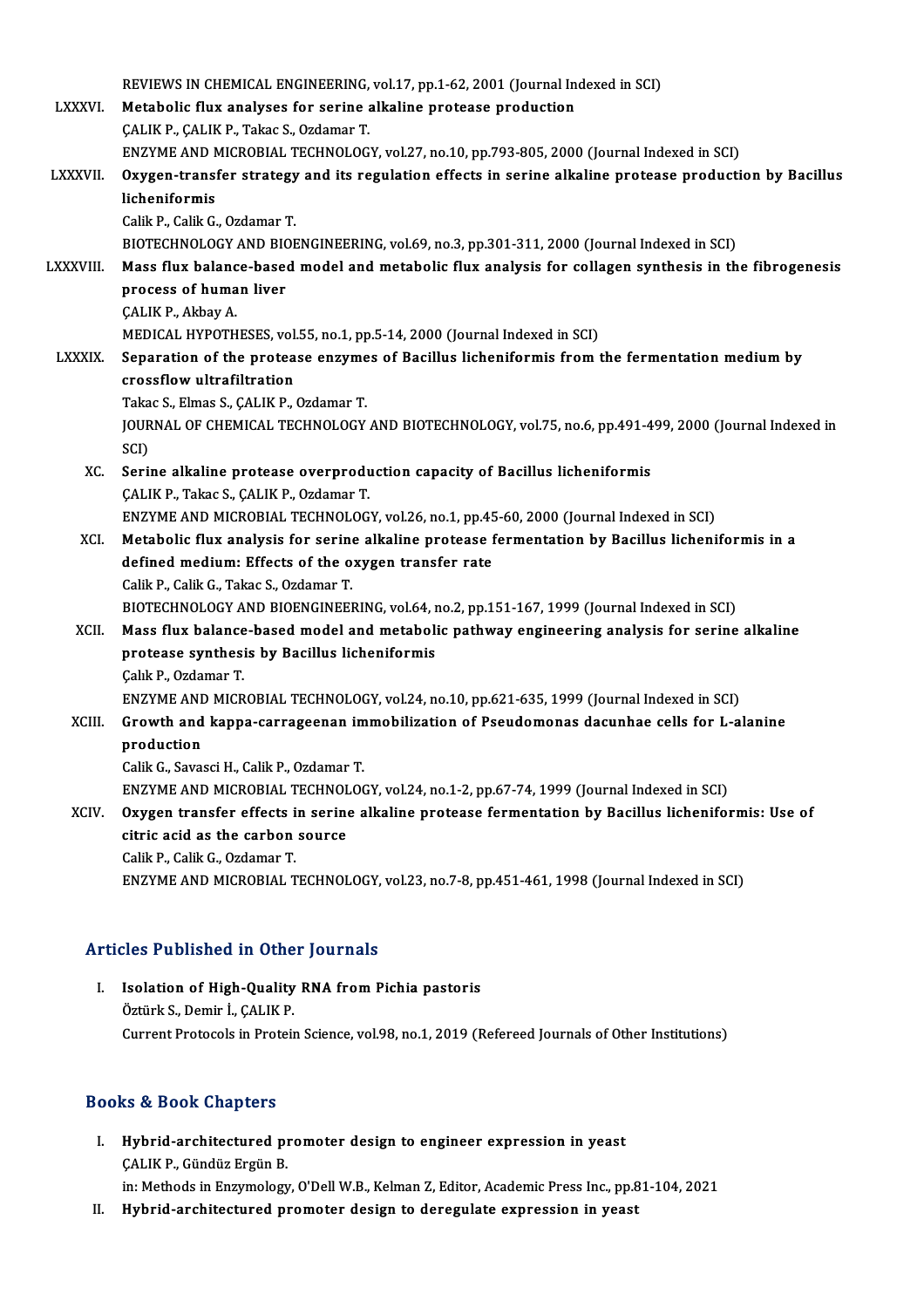REVIEWS IN CHEMICAL ENGINEERING, vol.17, pp.1-62, 2001 (Journal Indexed in SCI)

LXXXVI. **Metabolic flux analyses for serine alkaline protease production**
ÇALIK P., ÇALIK P., Takac S., Ozdamar T.
ENZYME AND MICROBIAL TECHNOLOGY, vol.27, no.10, pp.793-805, 2000 (Journal Indexed in SCI)

LXXXVII. **Oxygen-transfer strategy and its regulation effects in serine alkaline protease production by Bacillus licheniformis**
Calik P., Calik G., Ozdamar T.
BIOTECHNOLOGY AND BIOENGINEERING, vol.69, no.3, pp.301-311, 2000 (Journal Indexed in SCI)

LXXXVIII. **Mass flux balance-based model and metabolic flux analysis for collagen synthesis in the fibrogenesis process of human liver**
ÇALIK P., Akbay A.
MEDICAL HYPOTHESES, vol.55, no.1, pp.5-14, 2000 (Journal Indexed in SCI)

LXXXIX. **Separation of the protease enzymes of Bacillus licheniformis from the fermentation medium by crossflow ultrafiltration**
Takac S., Elmas S., ÇALIK P., Ozdamar T.
JOURNAL OF CHEMICAL TECHNOLOGY AND BIOTECHNOLOGY, vol.75, no.6, pp.491-499, 2000 (Journal Indexed in SCI)

XC. **Serine alkaline protease overproduction capacity of Bacillus licheniformis**
ÇALIK P., Takac S., ÇALIK P., Ozdamar T.
ENZYME AND MICROBIAL TECHNOLOGY, vol.26, no.1, pp.45-60, 2000 (Journal Indexed in SCI)

XCI. **Metabolic flux analysis for serine alkaline protease fermentation by Bacillus licheniformis in a defined medium: Effects of the oxygen transfer rate**
Calik P., Calik G., Takac S., Ozdamar T.
BIOTECHNOLOGY AND BIOENGINEERING, vol.64, no.2, pp.151-167, 1999 (Journal Indexed in SCI)

XCII. **Mass flux balance-based model and metabolic pathway engineering analysis for serine alkaline protease synthesis by Bacillus licheniformis**
Çalık P., Ozdamar T.
ENZYME AND MICROBIAL TECHNOLOGY, vol.24, no.10, pp.621-635, 1999 (Journal Indexed in SCI)

XCIII. **Growth and kappa-carrageenan immobilization of Pseudomonas dacunhae cells for L-alanine production**
Calik G., Savasci H., Calik P., Ozdamar T.
ENZYME AND MICROBIAL TECHNOLOGY, vol.24, no.1-2, pp.67-74, 1999 (Journal Indexed in SCI)

XCIV. **Oxygen transfer effects in serine alkaline protease fermentation by Bacillus licheniformis: Use of citric acid as the carbon source**
Calik P., Calik G., Ozdamar T.
ENZYME AND MICROBIAL TECHNOLOGY, vol.23, no.7-8, pp.451-461, 1998 (Journal Indexed in SCI)

## Articles Published in Other Journals

I. **Isolation of High-Quality RNA from Pichia pastoris**
Öztürk S., Demir İ., ÇALIK P.
Current Protocols in Protein Science, vol.98, no.1, 2019 (Refereed Journals of Other Institutions)

## Books & Book Chapters

I. **Hybrid-architectured promoter design to engineer expression in yeast**
ÇALIK P., Gündüz Ergün B.
in: Methods in Enzymology, O'Dell W.B., Kelman Z, Editor, Academic Press Inc., pp.81-104, 2021

II. **Hybrid-architectured promoter design to deregulate expression in yeast**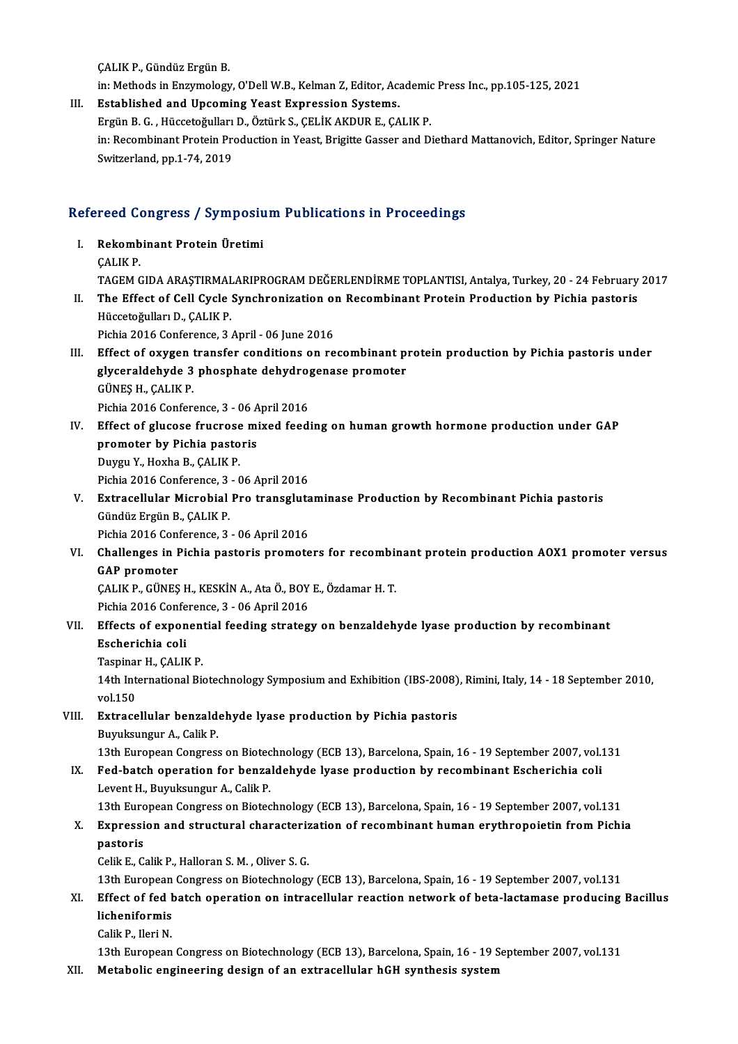ÇALIK P., Gündüz Ergün B.

in: Methods in Enzymology, O'Dell W.B., Kelman Z, Editor, Academic Press Inc., pp.105-125, 2021

III. **Established and Upcoming Yeast Expression Systems.**
Ergün B. G. , Hüccetoğulları D., Öztürk S., ÇELİK AKDUR E., ÇALIK P.
in: Recombinant Protein Production in Yeast, Brigitte Gasser and Diethard Mattanovich, Editor, Springer Nature Switzerland, pp.1-74, 2019

## Refereed Congress / Symposium Publications in Proceedings

I. **Rekombinant Protein Üretimi**
ÇALIK P.
TAGEM GIDA ARAŞTIRMALARIPROGRAM DEĞERLENDİRME TOPLANTISI, Antalya, Turkey, 20 - 24 February 2017

II. **The Effect of Cell Cycle Synchronization on Recombinant Protein Production by Pichia pastoris**
Hüccetoğulları D., ÇALIK P.
Pichia 2016 Conference, 3 April - 06 June 2016

III. **Effect of oxygen transfer conditions on recombinant protein production by Pichia pastoris under glyceraldehyde 3 phosphate dehydrogenase promoter**
GÜNEŞ H., ÇALIK P.
Pichia 2016 Conference, 3 - 06 April 2016

IV. **Effect of glucose frucrose mixed feeding on human growth hormone production under GAP promoter by Pichia pastoris**
Duygu Y., Hoxha B., ÇALIK P.
Pichia 2016 Conference, 3 - 06 April 2016

V. **Extracellular Microbial Pro transglutaminase Production by Recombinant Pichia pastoris**
Gündüz Ergün B., ÇALIK P.
Pichia 2016 Conference, 3 - 06 April 2016

VI. **Challenges in Pichia pastoris promoters for recombinant protein production AOX1 promoter versus GAP promoter**
ÇALIK P., GÜNEŞ H., KESKİN A., Ata Ö., BOY E., Özdamar H. T.
Pichia 2016 Conference, 3 - 06 April 2016

VII. **Effects of exponential feeding strategy on benzaldehyde lyase production by recombinant Escherichia coli**
Taspinar H., ÇALIK P.
14th International Biotechnology Symposium and Exhibition (IBS-2008), Rimini, Italy, 14 - 18 September 2010, vol.150

VIII. **Extracellular benzaldehyde lyase production by Pichia pastoris**
Buyuksungur A., Calik P.
13th European Congress on Biotechnology (ECB 13), Barcelona, Spain, 16 - 19 September 2007, vol.131

IX. **Fed-batch operation for benzaldehyde lyase production by recombinant Escherichia coli**
Levent H., Buyuksungur A., Calik P.
13th European Congress on Biotechnology (ECB 13), Barcelona, Spain, 16 - 19 September 2007, vol.131

X. **Expression and structural characterization of recombinant human erythropoietin from Pichia pastoris**
Celik E., Calik P., Halloran S. M. , Oliver S. G.
13th European Congress on Biotechnology (ECB 13), Barcelona, Spain, 16 - 19 September 2007, vol.131

XI. **Effect of fed batch operation on intracellular reaction network of beta-lactamase producing Bacillus licheniformis**
Calik P., Ileri N.
13th European Congress on Biotechnology (ECB 13), Barcelona, Spain, 16 - 19 September 2007, vol.131

XII. **Metabolic engineering design of an extracellular hGH synthesis system**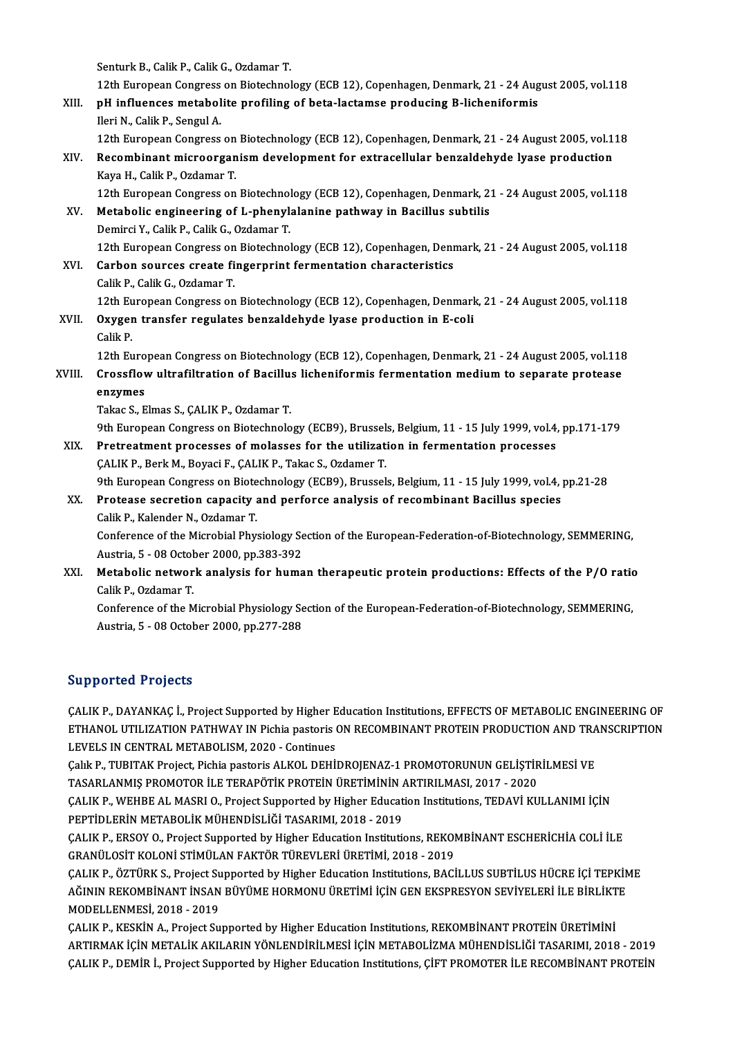Senturk B., Calik P., Calik G., Ozdamar T.

12th European Congress on Biotechnology (ECB 12), Copenhagen, Denmark, 21 - 24 August 2005, vol.118

XIII. **pH influences metabolite profiling of beta-lactamse producing B-licheniformis**

Ileri N., Calik P., Sengul A.

12th European Congress on Biotechnology (ECB 12), Copenhagen, Denmark, 21 - 24 August 2005, vol.118

XIV. **Recombinant microorganism development for extracellular benzaldehyde lyase production**

Kaya H., Calik P., Ozdamar T.

12th European Congress on Biotechnology (ECB 12), Copenhagen, Denmark, 21 - 24 August 2005, vol.118

XV. **Metabolic engineering of L-phenylalanine pathway in Bacillus subtilis**

Demirci Y., Calik P., Calik G., Ozdamar T.

12th European Congress on Biotechnology (ECB 12), Copenhagen, Denmark, 21 - 24 August 2005, vol.118

XVI. **Carbon sources create fingerprint fermentation characteristics**

Calik P., Calik G., Ozdamar T.

12th European Congress on Biotechnology (ECB 12), Copenhagen, Denmark, 21 - 24 August 2005, vol.118

XVII. **Oxygen transfer regulates benzaldehyde lyase production in E-coli**

Calik P.

12th European Congress on Biotechnology (ECB 12), Copenhagen, Denmark, 21 - 24 August 2005, vol.118

XVIII. **Crossflow ultrafiltration of Bacillus licheniformis fermentation medium to separate protease enzymes**

Takac S., Elmas S., ÇALIK P., Ozdamar T.

9th European Congress on Biotechnology (ECB9), Brussels, Belgium, 11 - 15 July 1999, vol.4, pp.171-179

XIX. **Pretreatment processes of molasses for the utilization in fermentation processes**

ÇALIK P., Berk M., Boyaci F., ÇALIK P., Takac S., Ozdamer T.

9th European Congress on Biotechnology (ECB9), Brussels, Belgium, 11 - 15 July 1999, vol.4, pp.21-28

XX. **Protease secretion capacity and perforce analysis of recombinant Bacillus species**

Calik P., Kalender N., Ozdamar T.

Conference of the Microbial Physiology Section of the European-Federation-of-Biotechnology, SEMMERING, Austria, 5 - 08 October 2000, pp.383-392

XXI. **Metabolic network analysis for human therapeutic protein productions: Effects of the P/O ratio**

Calik P., Ozdamar T.

Conference of the Microbial Physiology Section of the European-Federation-of-Biotechnology, SEMMERING, Austria, 5 - 08 October 2000, pp.277-288

## Supported Projects

ÇALIK P., DAYANKAÇ İ., Project Supported by Higher Education Institutions, EFFECTS OF METABOLIC ENGINEERING OF ETHANOL UTILIZATION PATHWAY IN Pichia pastoris ON RECOMBINANT PROTEIN PRODUCTION AND TRANSCRIPTION LEVELS IN CENTRAL METABOLISM, 2020 - Continues

Çalık P., TUBITAK Project, Pichia pastoris ALKOL DEHİDROJENAZ-1 PROMOTORUNUN GELİŞTİRİLMESİ VE TASARLANMIŞ PROMOTOR İLE TERAPÖTİK PROTEİN ÜRETİMİNİN ARTIRILMASI, 2017 - 2020

ÇALIK P., WEHBE AL MASRI O., Project Supported by Higher Education Institutions, TEDAVİ KULLANIMI İÇİN PEPTİDLERİN METABOLİK MÜHENDİSLİĞİ TASARIMI, 2018 - 2019

ÇALIK P., ERSOY O., Project Supported by Higher Education Institutions, REKOMBİNANT ESCHERİCHİA COLİ İLE GRANÜLOSİT KOLONİ STİMÜLAN FAKTÖR TÜREVLERİ ÜRETİMİ, 2018 - 2019

ÇALIK P., ÖZTÜRK S., Project Supported by Higher Education Institutions, BACİLLUS SUBTİLUS HÜCRE İÇİ TEPKİME AĞININ REKOMBİNANT İNSAN BÜYÜME HORMONU ÜRETİMİ İÇİN GEN EKSPRESYON SEVİYELERİ İLE BİRLİKTE MODELLENMESİ, 2018 - 2019

ÇALIK P., KESKİN A., Project Supported by Higher Education Institutions, REKOMBİNANT PROTEİN ÜRETİMİNİ ARTIRMAK İÇİN METALİK AKILARIN YÖNLENDİRİLMESİ İÇİN METABOLİZMA MÜHENDİSLİĞİ TASARIMI, 2018 - 2019

ÇALIK P., DEMİR İ., Project Supported by Higher Education Institutions, ÇİFT PROMOTER İLE RECOMBİNANT PROTEİN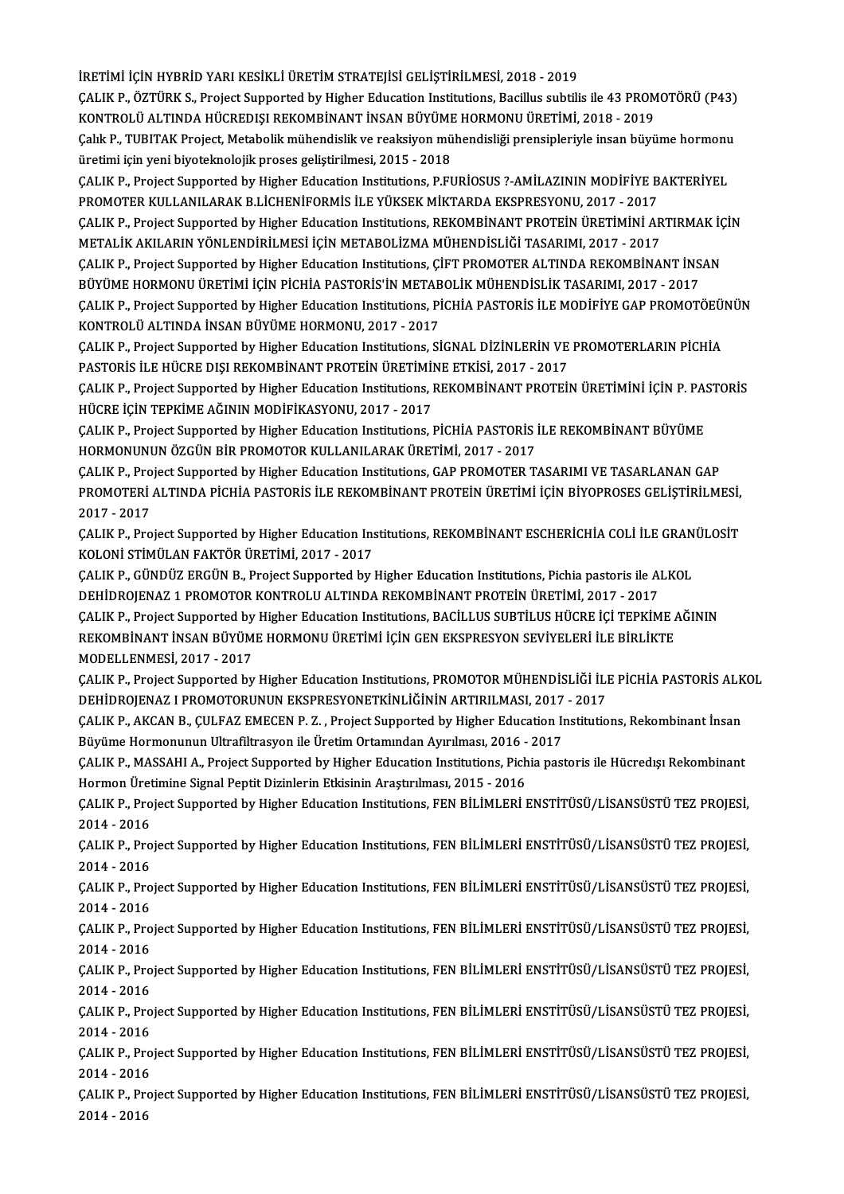İRETİMİ İÇİN HYBRİD YARI KESİKLİ ÜRETİM STRATEJİSİ GELİŞTİRİLMESİ, 2018 - 2019

ÇALIK P., ÖZTÜRK S., Project Supported by Higher Education Institutions, Bacillus subtilis ile 43 PROMOTÖRÜ (P43) KONTROLÜ ALTINDA HÜCREDIŞI REKOMBİNANT İNSAN BÜYÜME HORMONU ÜRETİMİ, 2018 - 2019

Çalık P., TUBITAK Project, Metabolik mühendislik ve reaksiyon mühendisliği prensipleriyle insan büyüme hormonu üretimi için yeni biyoteknolojik proses geliştirilmesi, 2015 - 2018

ÇALIK P., Project Supported by Higher Education Institutions, P.FURİOSUS ?-AMİLAZININ MODİFİYE BAKTERİYEL PROMOTER KULLANILARAK B.LİCHENİFORMİS İLE YÜKSEK MİKTARDA EKSPRESYONU, 2017 - 2017

ÇALIK P., Project Supported by Higher Education Institutions, REKOMBİNANT PROTEİN ÜRETİMİNİ ARTIRMAK İÇİN METALİK AKILARIN YÖNLENDİRİLMESİ İÇİN METABOLİZMA MÜHENDİSLİĞİ TASARIMI, 2017 - 2017

ÇALIK P., Project Supported by Higher Education Institutions, ÇİFT PROMOTER ALTINDA REKOMBİNANT İNSAN BÜYÜME HORMONU ÜRETİMİ İÇİN PİCHİA PASTORİS'İN METABOLİK MÜHENDİSLİK TASARIMI, 2017 - 2017

ÇALIK P., Project Supported by Higher Education Institutions, PİCHİA PASTORİS İLE MODİFİYE GAP PROMOTÖEÜNÜN KONTROLÜ ALTINDA İNSAN BÜYÜME HORMONU, 2017 - 2017

ÇALIK P., Project Supported by Higher Education Institutions, SİGNAL DİZİNLERİN VE PROMOTERLARIN PİCHİA PASTORİS İLE HÜCRE DIŞI REKOMBİNANT PROTEİN ÜRETİMİNE ETKİSİ, 2017 - 2017

ÇALIK P., Project Supported by Higher Education Institutions, REKOMBİNANT PROTEİN ÜRETİMİNİ İÇİN P. PASTORİS HÜCRE İÇİN TEPKİME AĞININ MODİFİKASYONU, 2017 - 2017

ÇALIK P., Project Supported by Higher Education Institutions, PİCHİA PASTORİS İLE REKOMBİNANT BÜYÜME HORMONUNUN ÖZGÜN BİR PROMOTOR KULLANILARAK ÜRETİMİ, 2017 - 2017

ÇALIK P., Project Supported by Higher Education Institutions, GAP PROMOTER TASARIMI VE TASARLANAN GAP PROMOTERİ ALTINDA PİCHİA PASTORİS İLE REKOMBİNANT PROTEİN ÜRETİMİ İÇİN BİYOPROSES GELİŞTİRİLMESİ, 2017 - 2017

ÇALIK P., Project Supported by Higher Education Institutions, REKOMBİNANT ESCHERİCHİA COLİ İLE GRANÜLOSİT KOLONİ STİMÜLAN FAKTÖR ÜRETİMİ, 2017 - 2017

ÇALIK P., GÜNDÜZ ERGÜN B., Project Supported by Higher Education Institutions, Pichia pastoris ile ALKOL DEHİDROJENAZ 1 PROMOTOR KONTROLU ALTINDA REKOMBİNANT PROTEİN ÜRETİMİ, 2017 - 2017

ÇALIK P., Project Supported by Higher Education Institutions, BACİLLUS SUBTİLUS HÜCRE İÇİ TEPKİME AĞININ REKOMBİNANT İNSAN BÜYÜME HORMONU ÜRETİMİ İÇİN GEN EKSPRESYON SEVİYELERİ İLE BİRLİKTE MODELLENMESİ, 2017 - 2017

ÇALIK P., Project Supported by Higher Education Institutions, PROMOTOR MÜHENDİSLİĞİ İLE PİCHİA PASTORİS ALKOL DEHİDROJENAZ I PROMOTORUNUN EKSPRESYONETKİNLİĞİNİN ARTIRILMASI, 2017 - 2017

ÇALIK P., AKCAN B., ÇULFAZ EMECEN P. Z. , Project Supported by Higher Education Institutions, Rekombinant İnsan Büyüme Hormonunun Ultrafiltrasyon ile Üretim Ortamından Ayırılması, 2016 - 2017

ÇALIK P., MASSAHI A., Project Supported by Higher Education Institutions, Pichia pastoris ile Hücredışı Rekombinant Hormon Üretimine Signal Peptit Dizinlerin Etkisinin Araştırılması, 2015 - 2016

ÇALIK P., Project Supported by Higher Education Institutions, FEN BİLİMLERİ ENSTİTÜSÜ/LİSANSÜSTÜ TEZ PROJESİ, 2014 - 2016

ÇALIK P., Project Supported by Higher Education Institutions, FEN BİLİMLERİ ENSTİTÜSÜ/LİSANSÜSTÜ TEZ PROJESİ, 2014 - 2016

ÇALIK P., Project Supported by Higher Education Institutions, FEN BİLİMLERİ ENSTİTÜSÜ/LİSANSÜSTÜ TEZ PROJESİ, 2014 - 2016

ÇALIK P., Project Supported by Higher Education Institutions, FEN BİLİMLERİ ENSTİTÜSÜ/LİSANSÜSTÜ TEZ PROJESİ, 2014 - 2016

ÇALIK P., Project Supported by Higher Education Institutions, FEN BİLİMLERİ ENSTİTÜSÜ/LİSANSÜSTÜ TEZ PROJESİ, 2014 - 2016

ÇALIK P., Project Supported by Higher Education Institutions, FEN BİLİMLERİ ENSTİTÜSÜ/LİSANSÜSTÜ TEZ PROJESİ, 2014 - 2016

ÇALIK P., Project Supported by Higher Education Institutions, FEN BİLİMLERİ ENSTİTÜSÜ/LİSANSÜSTÜ TEZ PROJESİ, 2014 - 2016

ÇALIK P., Project Supported by Higher Education Institutions, FEN BİLİMLERİ ENSTİTÜSÜ/LİSANSÜSTÜ TEZ PROJESİ, 2014 - 2016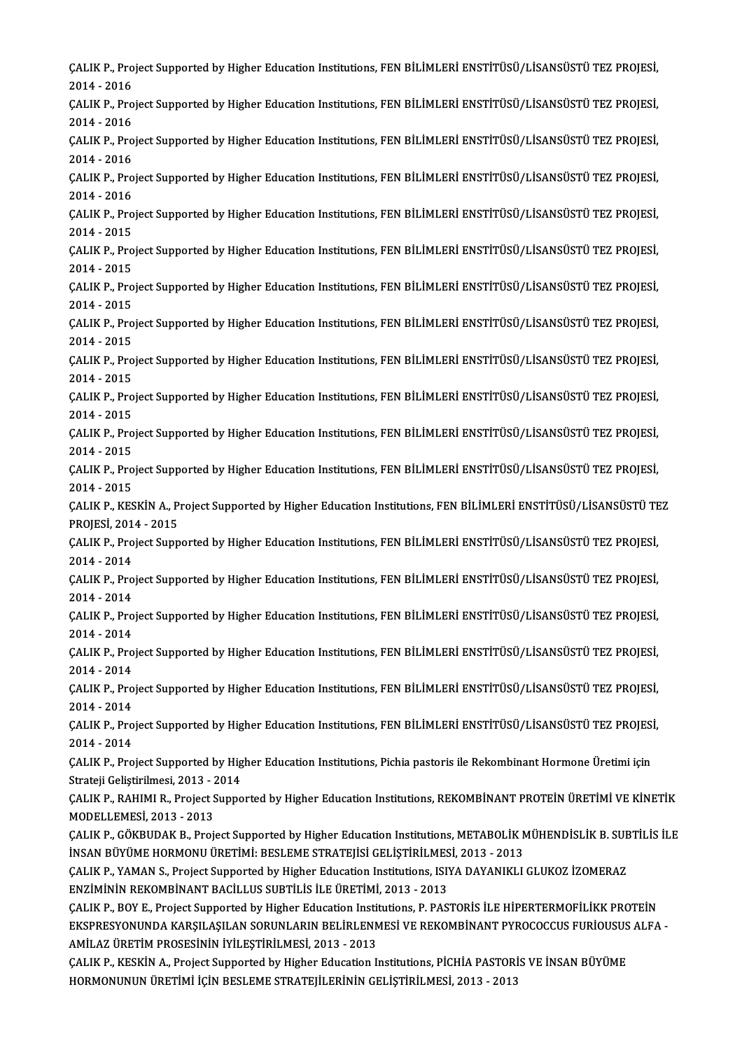ÇALIK P., Project Supported by Higher Education Institutions, FEN BİLİMLERİ ENSTİTÜSÜ/LİSANSÜSTÜ TEZ PROJESİ, 2014 - 2016

ÇALIK P., Project Supported by Higher Education Institutions, FEN BİLİMLERİ ENSTİTÜSÜ/LİSANSÜSTÜ TEZ PROJESİ, 2014 - 2016

ÇALIK P., Project Supported by Higher Education Institutions, FEN BİLİMLERİ ENSTİTÜSÜ/LİSANSÜSTÜ TEZ PROJESİ, 2014 - 2016

ÇALIK P., Project Supported by Higher Education Institutions, FEN BİLİMLERİ ENSTİTÜSÜ/LİSANSÜSTÜ TEZ PROJESİ, 2014 - 2016

ÇALIK P., Project Supported by Higher Education Institutions, FEN BİLİMLERİ ENSTİTÜSÜ/LİSANSÜSTÜ TEZ PROJESİ, 2014 - 2015

ÇALIK P., Project Supported by Higher Education Institutions, FEN BİLİMLERİ ENSTİTÜSÜ/LİSANSÜSTÜ TEZ PROJESİ, 2014 - 2015

ÇALIK P., Project Supported by Higher Education Institutions, FEN BİLİMLERİ ENSTİTÜSÜ/LİSANSÜSTÜ TEZ PROJESİ, 2014 - 2015

ÇALIK P., Project Supported by Higher Education Institutions, FEN BİLİMLERİ ENSTİTÜSÜ/LİSANSÜSTÜ TEZ PROJESİ, 2014 - 2015

ÇALIK P., Project Supported by Higher Education Institutions, FEN BİLİMLERİ ENSTİTÜSÜ/LİSANSÜSTÜ TEZ PROJESİ, 2014 - 2015

ÇALIK P., Project Supported by Higher Education Institutions, FEN BİLİMLERİ ENSTİTÜSÜ/LİSANSÜSTÜ TEZ PROJESİ, 2014 - 2015

ÇALIK P., Project Supported by Higher Education Institutions, FEN BİLİMLERİ ENSTİTÜSÜ/LİSANSÜSTÜ TEZ PROJESİ, 2014 - 2015

ÇALIK P., Project Supported by Higher Education Institutions, FEN BİLİMLERİ ENSTİTÜSÜ/LİSANSÜSTÜ TEZ PROJESİ, 2014 - 2015

ÇALIK P., KESKİN A., Project Supported by Higher Education Institutions, FEN BİLİMLERİ ENSTİTÜSÜ/LİSANSÜSTÜ TEZ PROJESİ, 2014 - 2015

ÇALIK P., Project Supported by Higher Education Institutions, FEN BİLİMLERİ ENSTİTÜSÜ/LİSANSÜSTÜ TEZ PROJESİ, 2014 - 2014

ÇALIK P., Project Supported by Higher Education Institutions, FEN BİLİMLERİ ENSTİTÜSÜ/LİSANSÜSTÜ TEZ PROJESİ, 2014 - 2014

ÇALIK P., Project Supported by Higher Education Institutions, FEN BİLİMLERİ ENSTİTÜSÜ/LİSANSÜSTÜ TEZ PROJESİ, 2014 - 2014

ÇALIK P., Project Supported by Higher Education Institutions, FEN BİLİMLERİ ENSTİTÜSÜ/LİSANSÜSTÜ TEZ PROJESİ, 2014 - 2014

ÇALIK P., Project Supported by Higher Education Institutions, FEN BİLİMLERİ ENSTİTÜSÜ/LİSANSÜSTÜ TEZ PROJESİ, 2014 - 2014

ÇALIK P., Project Supported by Higher Education Institutions, FEN BİLİMLERİ ENSTİTÜSÜ/LİSANSÜSTÜ TEZ PROJESİ, 2014 - 2014

ÇALIK P., Project Supported by Higher Education Institutions, Pichia pastoris ile Rekombinant Hormone Üretimi için Strateji Geliştirilmesi, 2013 - 2014

ÇALIK P., RAHIMI R., Project Supported by Higher Education Institutions, REKOMBİNANT PROTEİN ÜRETİMİ VE KİNETİK MODELLEMESİ, 2013 - 2013

ÇALIK P., GÖKBUDAK B., Project Supported by Higher Education Institutions, METABOLİK MÜHENDİSLİK B. SUBTİLİS İLE İNSAN BÜYÜME HORMONU ÜRETİMİ: BESLEME STRATEJİSİ GELİŞTİRİLMESİ, 2013 - 2013

ÇALIK P., YAMAN S., Project Supported by Higher Education Institutions, ISIYA DAYANIKLI GLUKOZ İZOMERAZ ENZİMİNİN REKOMBİNANT BACİLLUS SUBTİLİS İLE ÜRETİMİ, 2013 - 2013

ÇALIK P., BOY E., Project Supported by Higher Education Institutions, P. PASTORİS İLE HİPERTERMOFİLİKK PROTEİN EKSPRESYONUNDA KARŞILAŞILAN SORUNLARIN BELİRLENMESİ VE REKOMBİNANT PYROCOCCUS FURİOUSUS ALFA - AMİLAZ ÜRETİM PROSESİNİN İYİLEŞTİRİLMESİ, 2013 - 2013

ÇALIK P., KESKİN A., Project Supported by Higher Education Institutions, PİCHİA PASTORİS VE İNSAN BÜYÜME HORMONUNUN ÜRETİMİ İÇİN BESLEME STRATEJİLERİNİN GELİŞTİRİLMESİ, 2013 - 2013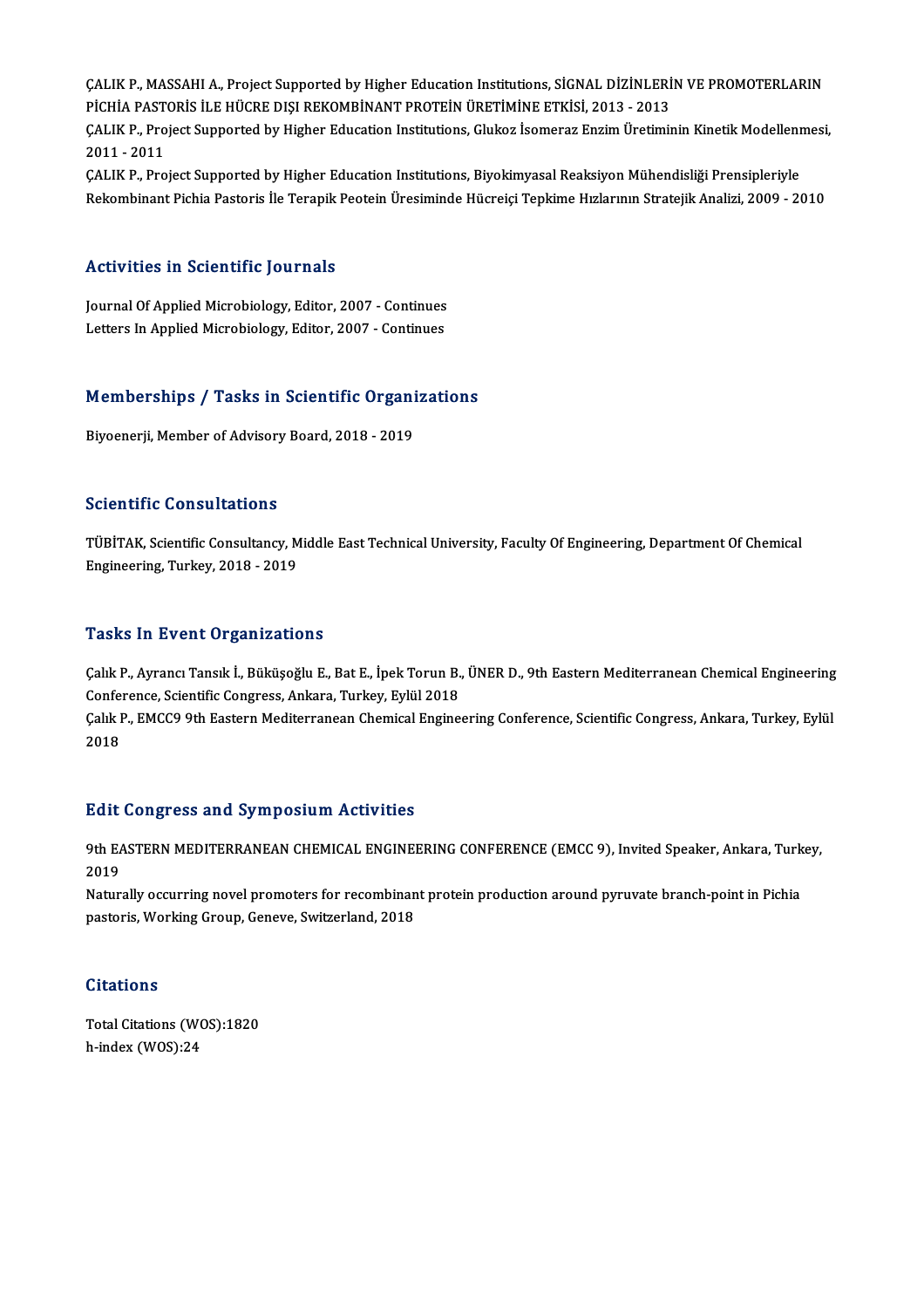ÇALIK P., MASSAHI A., Project Supported by Higher Education Institutions, SİGNAL DİZİNLERİN VE PROMOTERLARIN PİCHİA PASTORİS İLE HÜCRE DIŞI REKOMBİNANT PROTEİN ÜRETİMİNE ETKİSİ, 2013 - 2013

ÇALIK P., Project Supported by Higher Education Institutions, Glukoz İsomeraz Enzim Üretiminin Kinetik Modellenmesi, 2011 - 2011

ÇALIK P., Project Supported by Higher Education Institutions, Biyokimyasal Reaksiyon Mühendisliği Prensipleriyle Rekombinant Pichia Pastoris İle Terapik Peotein Üresiminde Hücreiçi Tepkime Hızlarının Stratejik Analizi, 2009 - 2010

## Activities in Scientific Journals

Journal Of Applied Microbiology, Editor, 2007 - Continues
Letters In Applied Microbiology, Editor, 2007 - Continues

## Memberships / Tasks in Scientific Organizations

Biyoenerji, Member of Advisory Board, 2018 - 2019

## Scientific Consultations

TÜBİTAK, Scientific Consultancy, Middle East Technical University, Faculty Of Engineering, Department Of Chemical Engineering, Turkey, 2018 - 2019

## Tasks In Event Organizations

Çalık P., Ayrancı Tansık İ., Büküşoğlu E., Bat E., İpek Torun B., ÜNER D., 9th Eastern Mediterranean Chemical Engineering Conference, Scientific Congress, Ankara, Turkey, Eylül 2018

Çalık P., EMCC9 9th Eastern Mediterranean Chemical Engineering Conference, Scientific Congress, Ankara, Turkey, Eylül 2018

## Edit Congress and Symposium Activities

9th EASTERN MEDITERRANEAN CHEMICAL ENGINEERING CONFERENCE (EMCC 9), Invited Speaker, Ankara, Turkey, 2019

Naturally occurring novel promoters for recombinant protein production around pyruvate branch-point in Pichia pastoris, Working Group, Geneve, Switzerland, 2018

## Citations

Total Citations (WOS):1820
h-index (WOS):24